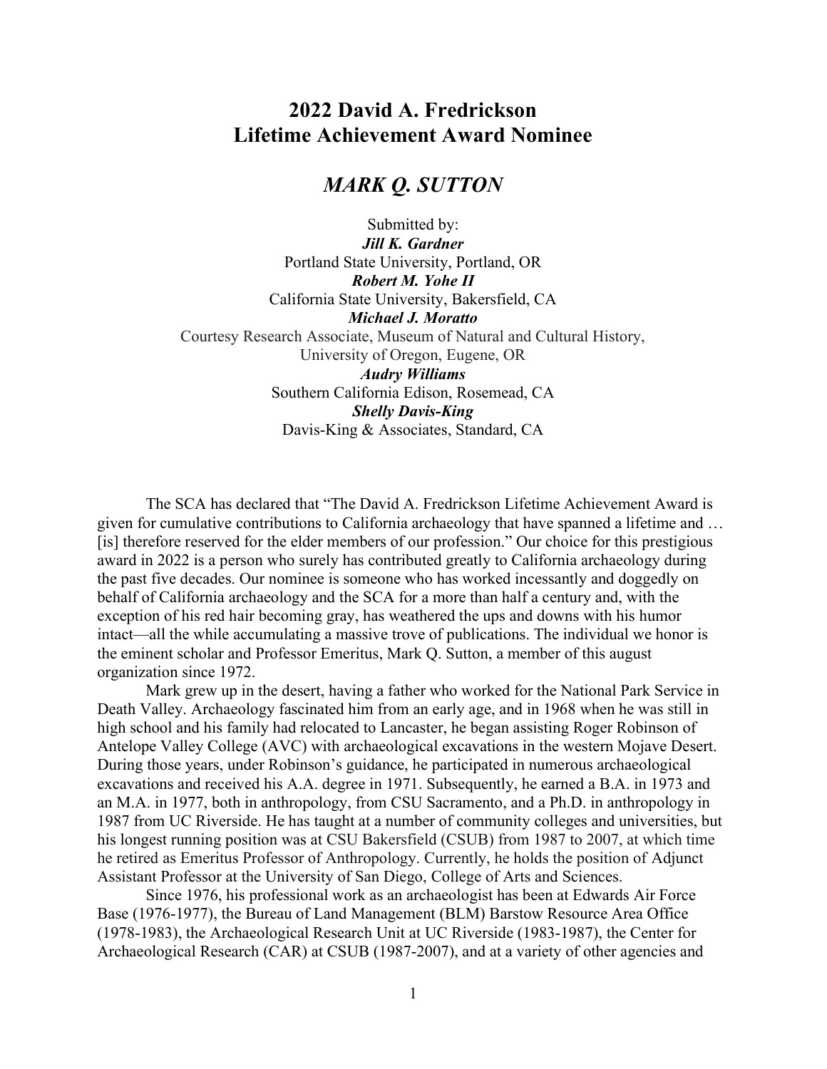# 2022 David A. Fredrickson Lifetime Achievement Award Nominee

## *MARK Q. SUTTON*

Submitted by:
***Jill K. Gardner***
Portland State University, Portland, OR
***Robert M. Yohe II***
California State University, Bakersfield, CA
***Michael J. Moratto***
Courtesy Research Associate, Museum of Natural and Cultural History,
University of Oregon, Eugene, OR
***Audry Williams***
Southern California Edison, Rosemead, CA
***Shelly Davis-King***
Davis-King & Associates, Standard, CA

The SCA has declared that "The David A. Fredrickson Lifetime Achievement Award is given for cumulative contributions to California archaeology that have spanned a lifetime and … [is] therefore reserved for the elder members of our profession." Our choice for this prestigious award in 2022 is a person who surely has contributed greatly to California archaeology during the past five decades. Our nominee is someone who has worked incessantly and doggedly on behalf of California archaeology and the SCA for a more than half a century and, with the exception of his red hair becoming gray, has weathered the ups and downs with his humor intact—all the while accumulating a massive trove of publications. The individual we honor is the eminent scholar and Professor Emeritus, Mark Q. Sutton, a member of this august organization since 1972.

Mark grew up in the desert, having a father who worked for the National Park Service in Death Valley. Archaeology fascinated him from an early age, and in 1968 when he was still in high school and his family had relocated to Lancaster, he began assisting Roger Robinson of Antelope Valley College (AVC) with archaeological excavations in the western Mojave Desert. During those years, under Robinson's guidance, he participated in numerous archaeological excavations and received his A.A. degree in 1971. Subsequently, he earned a B.A. in 1973 and an M.A. in 1977, both in anthropology, from CSU Sacramento, and a Ph.D. in anthropology in 1987 from UC Riverside. He has taught at a number of community colleges and universities, but his longest running position was at CSU Bakersfield (CSUB) from 1987 to 2007, at which time he retired as Emeritus Professor of Anthropology. Currently, he holds the position of Adjunct Assistant Professor at the University of San Diego, College of Arts and Sciences.

Since 1976, his professional work as an archaeologist has been at Edwards Air Force Base (1976-1977), the Bureau of Land Management (BLM) Barstow Resource Area Office (1978-1983), the Archaeological Research Unit at UC Riverside (1983-1987), the Center for Archaeological Research (CAR) at CSUB (1987-2007), and at a variety of other agencies and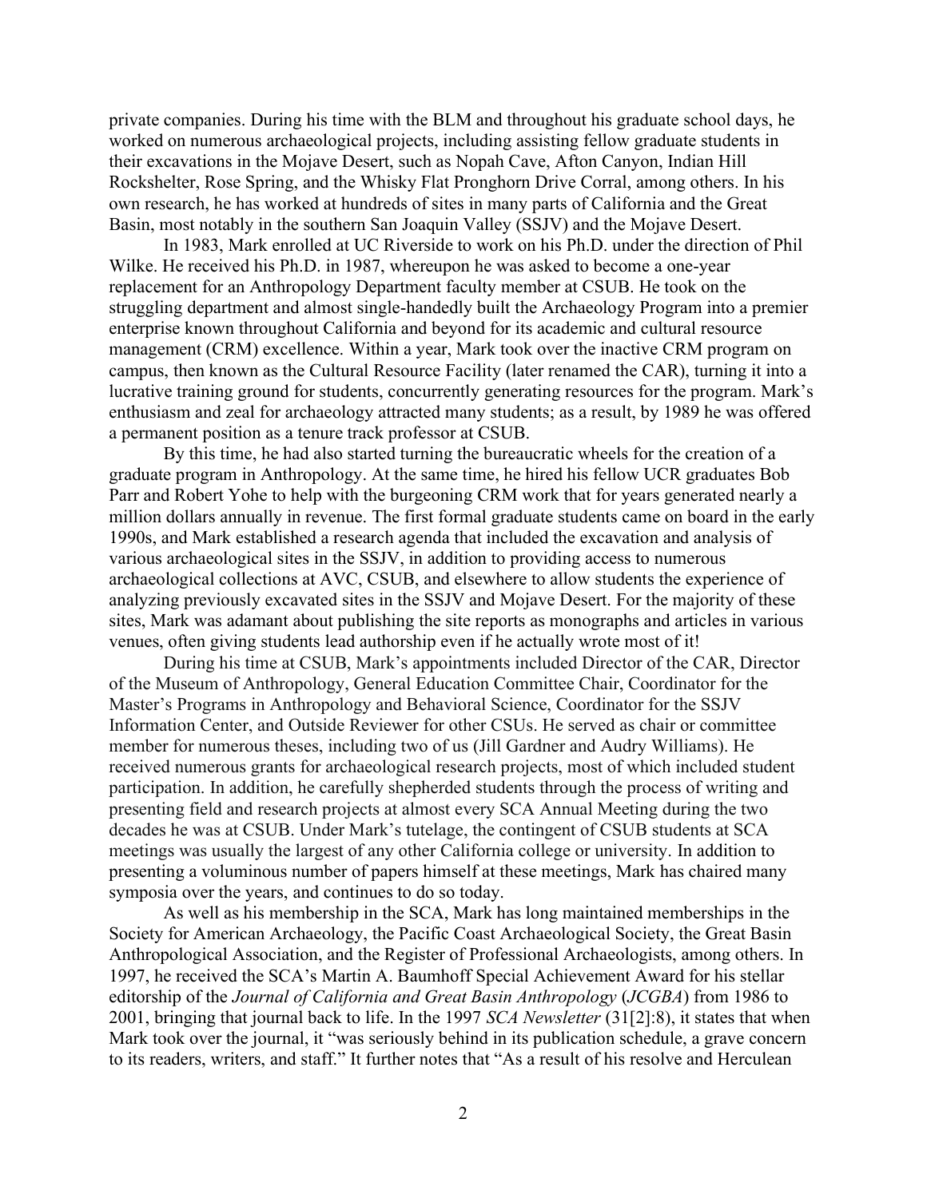private companies. During his time with the BLM and throughout his graduate school days, he worked on numerous archaeological projects, including assisting fellow graduate students in their excavations in the Mojave Desert, such as Nopah Cave, Afton Canyon, Indian Hill Rockshelter, Rose Spring, and the Whisky Flat Pronghorn Drive Corral, among others. In his own research, he has worked at hundreds of sites in many parts of California and the Great Basin, most notably in the southern San Joaquin Valley (SSJV) and the Mojave Desert.

In 1983, Mark enrolled at UC Riverside to work on his Ph.D. under the direction of Phil Wilke. He received his Ph.D. in 1987, whereupon he was asked to become a one-year replacement for an Anthropology Department faculty member at CSUB. He took on the struggling department and almost single-handedly built the Archaeology Program into a premier enterprise known throughout California and beyond for its academic and cultural resource management (CRM) excellence. Within a year, Mark took over the inactive CRM program on campus, then known as the Cultural Resource Facility (later renamed the CAR), turning it into a lucrative training ground for students, concurrently generating resources for the program. Mark's enthusiasm and zeal for archaeology attracted many students; as a result, by 1989 he was offered a permanent position as a tenure track professor at CSUB.

By this time, he had also started turning the bureaucratic wheels for the creation of a graduate program in Anthropology. At the same time, he hired his fellow UCR graduates Bob Parr and Robert Yohe to help with the burgeoning CRM work that for years generated nearly a million dollars annually in revenue. The first formal graduate students came on board in the early 1990s, and Mark established a research agenda that included the excavation and analysis of various archaeological sites in the SSJV, in addition to providing access to numerous archaeological collections at AVC, CSUB, and elsewhere to allow students the experience of analyzing previously excavated sites in the SSJV and Mojave Desert. For the majority of these sites, Mark was adamant about publishing the site reports as monographs and articles in various venues, often giving students lead authorship even if he actually wrote most of it!

During his time at CSUB, Mark's appointments included Director of the CAR, Director of the Museum of Anthropology, General Education Committee Chair, Coordinator for the Master's Programs in Anthropology and Behavioral Science, Coordinator for the SSJV Information Center, and Outside Reviewer for other CSUs. He served as chair or committee member for numerous theses, including two of us (Jill Gardner and Audry Williams). He received numerous grants for archaeological research projects, most of which included student participation. In addition, he carefully shepherded students through the process of writing and presenting field and research projects at almost every SCA Annual Meeting during the two decades he was at CSUB. Under Mark's tutelage, the contingent of CSUB students at SCA meetings was usually the largest of any other California college or university. In addition to presenting a voluminous number of papers himself at these meetings, Mark has chaired many symposia over the years, and continues to do so today.

As well as his membership in the SCA, Mark has long maintained memberships in the Society for American Archaeology, the Pacific Coast Archaeological Society, the Great Basin Anthropological Association, and the Register of Professional Archaeologists, among others. In 1997, he received the SCA's Martin A. Baumhoff Special Achievement Award for his stellar editorship of the *Journal of California and Great Basin Anthropology* (*JCGBA*) from 1986 to 2001, bringing that journal back to life. In the 1997 *SCA Newsletter* (31[2]:8), it states that when Mark took over the journal, it "was seriously behind in its publication schedule, a grave concern to its readers, writers, and staff." It further notes that "As a result of his resolve and Herculean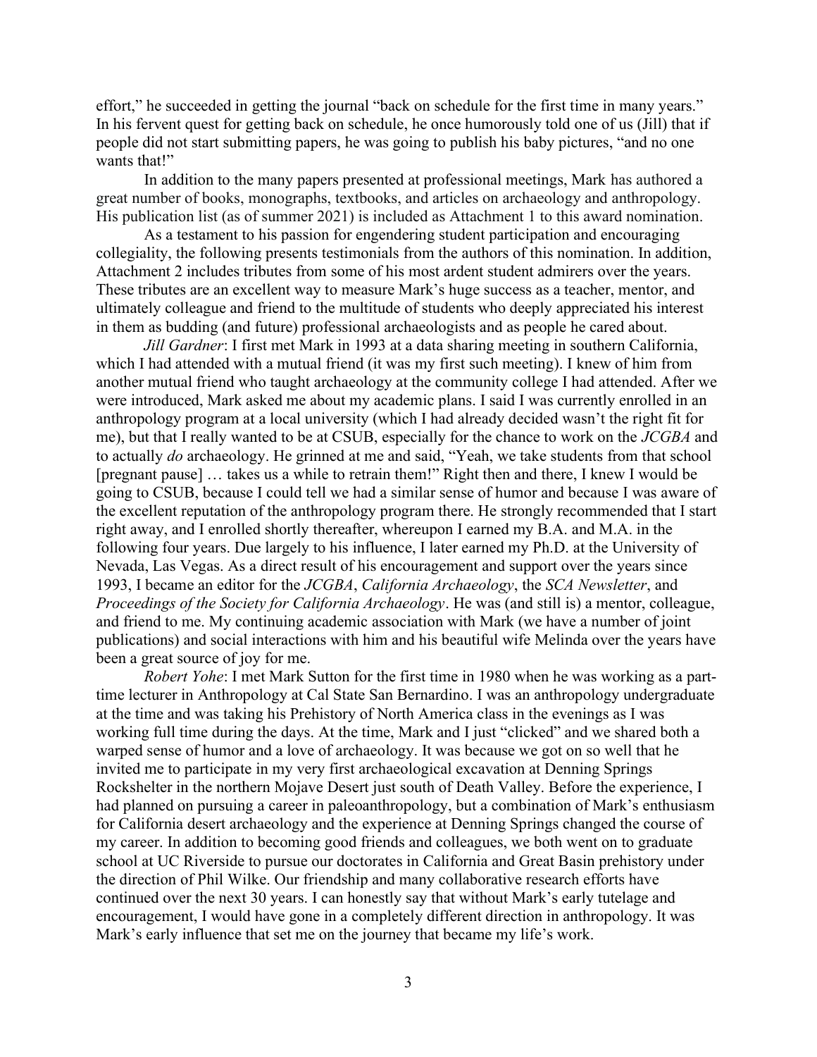effort," he succeeded in getting the journal "back on schedule for the first time in many years." In his fervent quest for getting back on schedule, he once humorously told one of us (Jill) that if people did not start submitting papers, he was going to publish his baby pictures, "and no one wants that!"

In addition to the many papers presented at professional meetings, Mark has authored a great number of books, monographs, textbooks, and articles on archaeology and anthropology. His publication list (as of summer 2021) is included as Attachment 1 to this award nomination.

As a testament to his passion for engendering student participation and encouraging collegiality, the following presents testimonials from the authors of this nomination. In addition, Attachment 2 includes tributes from some of his most ardent student admirers over the years. These tributes are an excellent way to measure Mark's huge success as a teacher, mentor, and ultimately colleague and friend to the multitude of students who deeply appreciated his interest in them as budding (and future) professional archaeologists and as people he cared about.

*Jill Gardner*: I first met Mark in 1993 at a data sharing meeting in southern California, which I had attended with a mutual friend (it was my first such meeting). I knew of him from another mutual friend who taught archaeology at the community college I had attended. After we were introduced, Mark asked me about my academic plans. I said I was currently enrolled in an anthropology program at a local university (which I had already decided wasn't the right fit for me), but that I really wanted to be at CSUB, especially for the chance to work on the *JCGBA* and to actually *do* archaeology. He grinned at me and said, "Yeah, we take students from that school [pregnant pause] … takes us a while to retrain them!" Right then and there, I knew I would be going to CSUB, because I could tell we had a similar sense of humor and because I was aware of the excellent reputation of the anthropology program there. He strongly recommended that I start right away, and I enrolled shortly thereafter, whereupon I earned my B.A. and M.A. in the following four years. Due largely to his influence, I later earned my Ph.D. at the University of Nevada, Las Vegas. As a direct result of his encouragement and support over the years since 1993, I became an editor for the *JCGBA*, *California Archaeology*, the *SCA Newsletter*, and *Proceedings of the Society for California Archaeology*. He was (and still is) a mentor, colleague, and friend to me. My continuing academic association with Mark (we have a number of joint publications) and social interactions with him and his beautiful wife Melinda over the years have been a great source of joy for me.

*Robert Yohe*: I met Mark Sutton for the first time in 1980 when he was working as a part-time lecturer in Anthropology at Cal State San Bernardino. I was an anthropology undergraduate at the time and was taking his Prehistory of North America class in the evenings as I was working full time during the days. At the time, Mark and I just "clicked" and we shared both a warped sense of humor and a love of archaeology. It was because we got on so well that he invited me to participate in my very first archaeological excavation at Denning Springs Rockshelter in the northern Mojave Desert just south of Death Valley. Before the experience, I had planned on pursuing a career in paleoanthropology, but a combination of Mark's enthusiasm for California desert archaeology and the experience at Denning Springs changed the course of my career. In addition to becoming good friends and colleagues, we both went on to graduate school at UC Riverside to pursue our doctorates in California and Great Basin prehistory under the direction of Phil Wilke. Our friendship and many collaborative research efforts have continued over the next 30 years. I can honestly say that without Mark's early tutelage and encouragement, I would have gone in a completely different direction in anthropology. It was Mark's early influence that set me on the journey that became my life's work.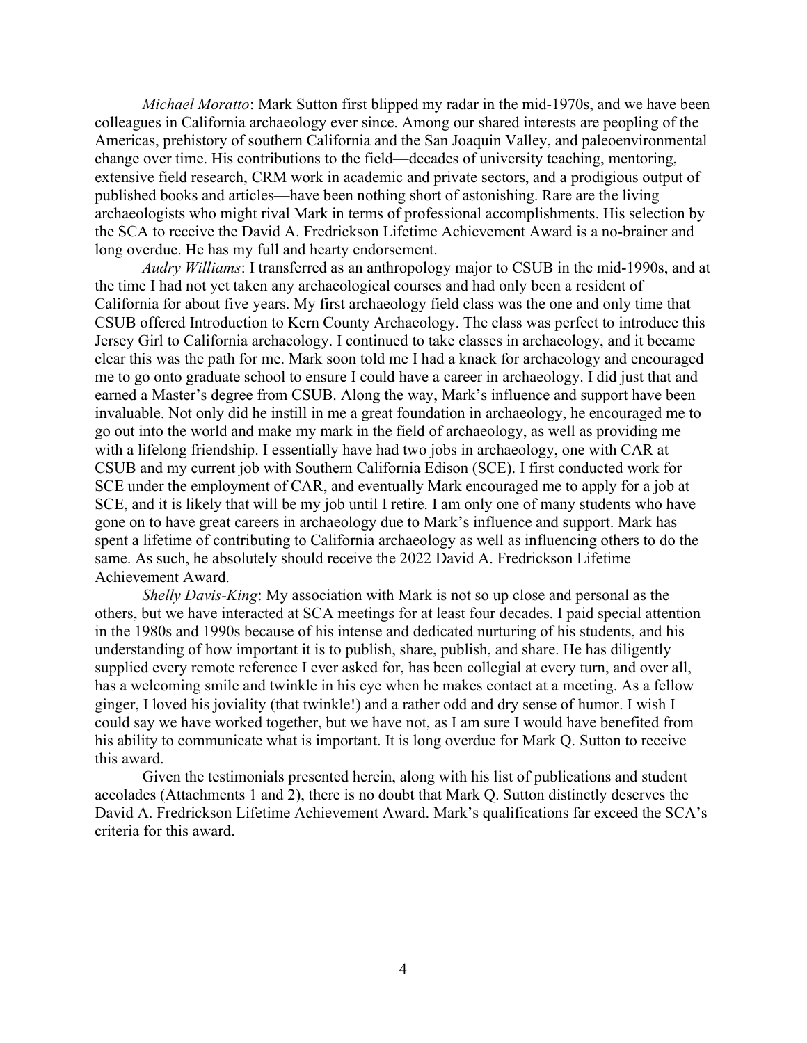*Michael Moratto*: Mark Sutton first blipped my radar in the mid-1970s, and we have been colleagues in California archaeology ever since. Among our shared interests are peopling of the Americas, prehistory of southern California and the San Joaquin Valley, and paleoenvironmental change over time. His contributions to the field—decades of university teaching, mentoring, extensive field research, CRM work in academic and private sectors, and a prodigious output of published books and articles—have been nothing short of astonishing. Rare are the living archaeologists who might rival Mark in terms of professional accomplishments. His selection by the SCA to receive the David A. Fredrickson Lifetime Achievement Award is a no-brainer and long overdue. He has my full and hearty endorsement.

*Audry Williams*: I transferred as an anthropology major to CSUB in the mid-1990s, and at the time I had not yet taken any archaeological courses and had only been a resident of California for about five years. My first archaeology field class was the one and only time that CSUB offered Introduction to Kern County Archaeology. The class was perfect to introduce this Jersey Girl to California archaeology. I continued to take classes in archaeology, and it became clear this was the path for me. Mark soon told me I had a knack for archaeology and encouraged me to go onto graduate school to ensure I could have a career in archaeology. I did just that and earned a Master's degree from CSUB. Along the way, Mark's influence and support have been invaluable. Not only did he instill in me a great foundation in archaeology, he encouraged me to go out into the world and make my mark in the field of archaeology, as well as providing me with a lifelong friendship. I essentially have had two jobs in archaeology, one with CAR at CSUB and my current job with Southern California Edison (SCE). I first conducted work for SCE under the employment of CAR, and eventually Mark encouraged me to apply for a job at SCE, and it is likely that will be my job until I retire. I am only one of many students who have gone on to have great careers in archaeology due to Mark's influence and support. Mark has spent a lifetime of contributing to California archaeology as well as influencing others to do the same. As such, he absolutely should receive the 2022 David A. Fredrickson Lifetime Achievement Award.

*Shelly Davis-King*: My association with Mark is not so up close and personal as the others, but we have interacted at SCA meetings for at least four decades. I paid special attention in the 1980s and 1990s because of his intense and dedicated nurturing of his students, and his understanding of how important it is to publish, share, publish, and share. He has diligently supplied every remote reference I ever asked for, has been collegial at every turn, and over all, has a welcoming smile and twinkle in his eye when he makes contact at a meeting. As a fellow ginger, I loved his joviality (that twinkle!) and a rather odd and dry sense of humor. I wish I could say we have worked together, but we have not, as I am sure I would have benefited from his ability to communicate what is important. It is long overdue for Mark Q. Sutton to receive this award.

Given the testimonials presented herein, along with his list of publications and student accolades (Attachments 1 and 2), there is no doubt that Mark Q. Sutton distinctly deserves the David A. Fredrickson Lifetime Achievement Award. Mark's qualifications far exceed the SCA's criteria for this award.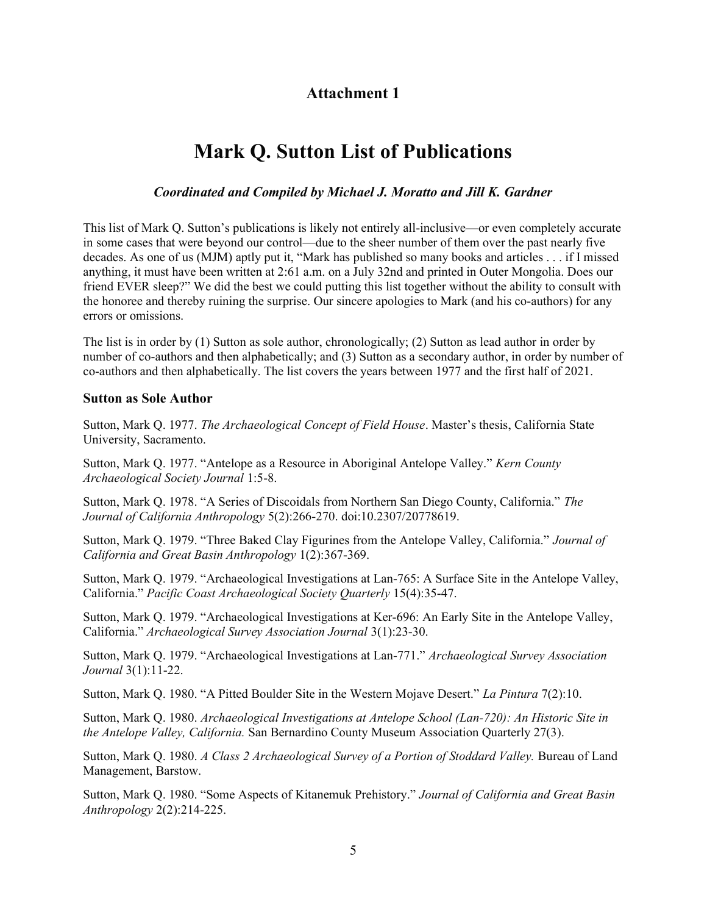## Attachment 1

# Mark Q. Sutton List of Publications

### *Coordinated and Compiled by Michael J. Moratto and Jill K. Gardner*

This list of Mark Q. Sutton's publications is likely not entirely all-inclusive—or even completely accurate in some cases that were beyond our control—due to the sheer number of them over the past nearly five decades. As one of us (MJM) aptly put it, "Mark has published so many books and articles . . . if I missed anything, it must have been written at 2:61 a.m. on a July 32nd and printed in Outer Mongolia. Does our friend EVER sleep?" We did the best we could putting this list together without the ability to consult with the honoree and thereby ruining the surprise. Our sincere apologies to Mark (and his co-authors) for any errors or omissions.

The list is in order by (1) Sutton as sole author, chronologically; (2) Sutton as lead author in order by number of co-authors and then alphabetically; and (3) Sutton as a secondary author, in order by number of co-authors and then alphabetically. The list covers the years between 1977 and the first half of 2021.

### Sutton as Sole Author

Sutton, Mark Q. 1977. *The Archaeological Concept of Field House*. Master's thesis, California State University, Sacramento.

Sutton, Mark Q. 1977. "Antelope as a Resource in Aboriginal Antelope Valley." *Kern County Archaeological Society Journal* 1:5-8.

Sutton, Mark Q. 1978. "A Series of Discoidals from Northern San Diego County, California." *The Journal of California Anthropology* 5(2):266-270. doi:10.2307/20778619.

Sutton, Mark Q. 1979. "Three Baked Clay Figurines from the Antelope Valley, California." *Journal of California and Great Basin Anthropology* 1(2):367-369.

Sutton, Mark Q. 1979. "Archaeological Investigations at Lan-765: A Surface Site in the Antelope Valley, California." *Pacific Coast Archaeological Society Quarterly* 15(4):35-47.

Sutton, Mark Q. 1979. "Archaeological Investigations at Ker-696: An Early Site in the Antelope Valley, California." *Archaeological Survey Association Journal* 3(1):23-30.

Sutton, Mark Q. 1979. "Archaeological Investigations at Lan-771." *Archaeological Survey Association Journal* 3(1):11-22.

Sutton, Mark Q. 1980. "A Pitted Boulder Site in the Western Mojave Desert." *La Pintura* 7(2):10.

Sutton, Mark Q. 1980. *Archaeological Investigations at Antelope School (Lan-720): An Historic Site in the Antelope Valley, California.* San Bernardino County Museum Association Quarterly 27(3).

Sutton, Mark Q. 1980. *A Class 2 Archaeological Survey of a Portion of Stoddard Valley.* Bureau of Land Management, Barstow.

Sutton, Mark Q. 1980. "Some Aspects of Kitanemuk Prehistory." *Journal of California and Great Basin Anthropology* 2(2):214-225.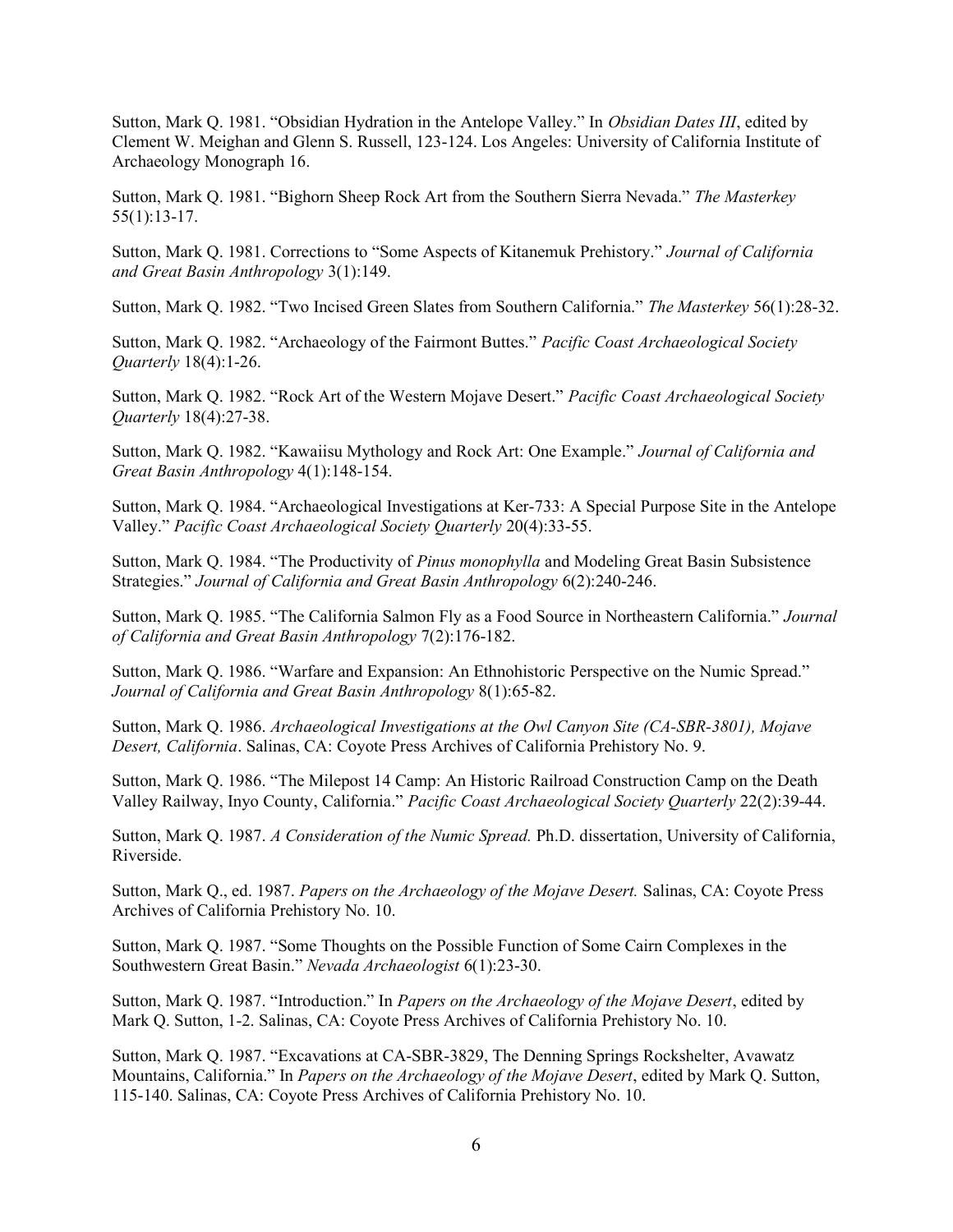Sutton, Mark Q. 1981. "Obsidian Hydration in the Antelope Valley." In *Obsidian Dates III*, edited by Clement W. Meighan and Glenn S. Russell, 123-124. Los Angeles: University of California Institute of Archaeology Monograph 16.

Sutton, Mark Q. 1981. "Bighorn Sheep Rock Art from the Southern Sierra Nevada." *The Masterkey* 55(1):13-17.

Sutton, Mark Q. 1981. Corrections to "Some Aspects of Kitanemuk Prehistory." *Journal of California and Great Basin Anthropology* 3(1):149.

Sutton, Mark Q. 1982. "Two Incised Green Slates from Southern California." *The Masterkey* 56(1):28-32.

Sutton, Mark Q. 1982. "Archaeology of the Fairmont Buttes." *Pacific Coast Archaeological Society Quarterly* 18(4):1-26.

Sutton, Mark Q. 1982. "Rock Art of the Western Mojave Desert." *Pacific Coast Archaeological Society Quarterly* 18(4):27-38.

Sutton, Mark Q. 1982. "Kawaiisu Mythology and Rock Art: One Example." *Journal of California and Great Basin Anthropology* 4(1):148-154.

Sutton, Mark Q. 1984. "Archaeological Investigations at Ker-733: A Special Purpose Site in the Antelope Valley." *Pacific Coast Archaeological Society Quarterly* 20(4):33-55.

Sutton, Mark Q. 1984. "The Productivity of *Pinus monophylla* and Modeling Great Basin Subsistence Strategies." *Journal of California and Great Basin Anthropology* 6(2):240-246.

Sutton, Mark Q. 1985. "The California Salmon Fly as a Food Source in Northeastern California." *Journal of California and Great Basin Anthropology* 7(2):176-182.

Sutton, Mark Q. 1986. "Warfare and Expansion: An Ethnohistoric Perspective on the Numic Spread." *Journal of California and Great Basin Anthropology* 8(1):65-82.

Sutton, Mark Q. 1986. *Archaeological Investigations at the Owl Canyon Site (CA-SBR-3801), Mojave Desert, California*. Salinas, CA: Coyote Press Archives of California Prehistory No. 9.

Sutton, Mark Q. 1986. "The Milepost 14 Camp: An Historic Railroad Construction Camp on the Death Valley Railway, Inyo County, California." *Pacific Coast Archaeological Society Quarterly* 22(2):39-44.

Sutton, Mark Q. 1987. *A Consideration of the Numic Spread.* Ph.D. dissertation, University of California, Riverside.

Sutton, Mark Q., ed. 1987. *Papers on the Archaeology of the Mojave Desert.* Salinas, CA: Coyote Press Archives of California Prehistory No. 10.

Sutton, Mark Q. 1987. "Some Thoughts on the Possible Function of Some Cairn Complexes in the Southwestern Great Basin." *Nevada Archaeologist* 6(1):23-30.

Sutton, Mark Q. 1987. "Introduction." In *Papers on the Archaeology of the Mojave Desert*, edited by Mark Q. Sutton, 1-2. Salinas, CA: Coyote Press Archives of California Prehistory No. 10.

Sutton, Mark Q. 1987. "Excavations at CA-SBR-3829, The Denning Springs Rockshelter, Avawatz Mountains, California." In *Papers on the Archaeology of the Mojave Desert*, edited by Mark Q. Sutton, 115-140. Salinas, CA: Coyote Press Archives of California Prehistory No. 10.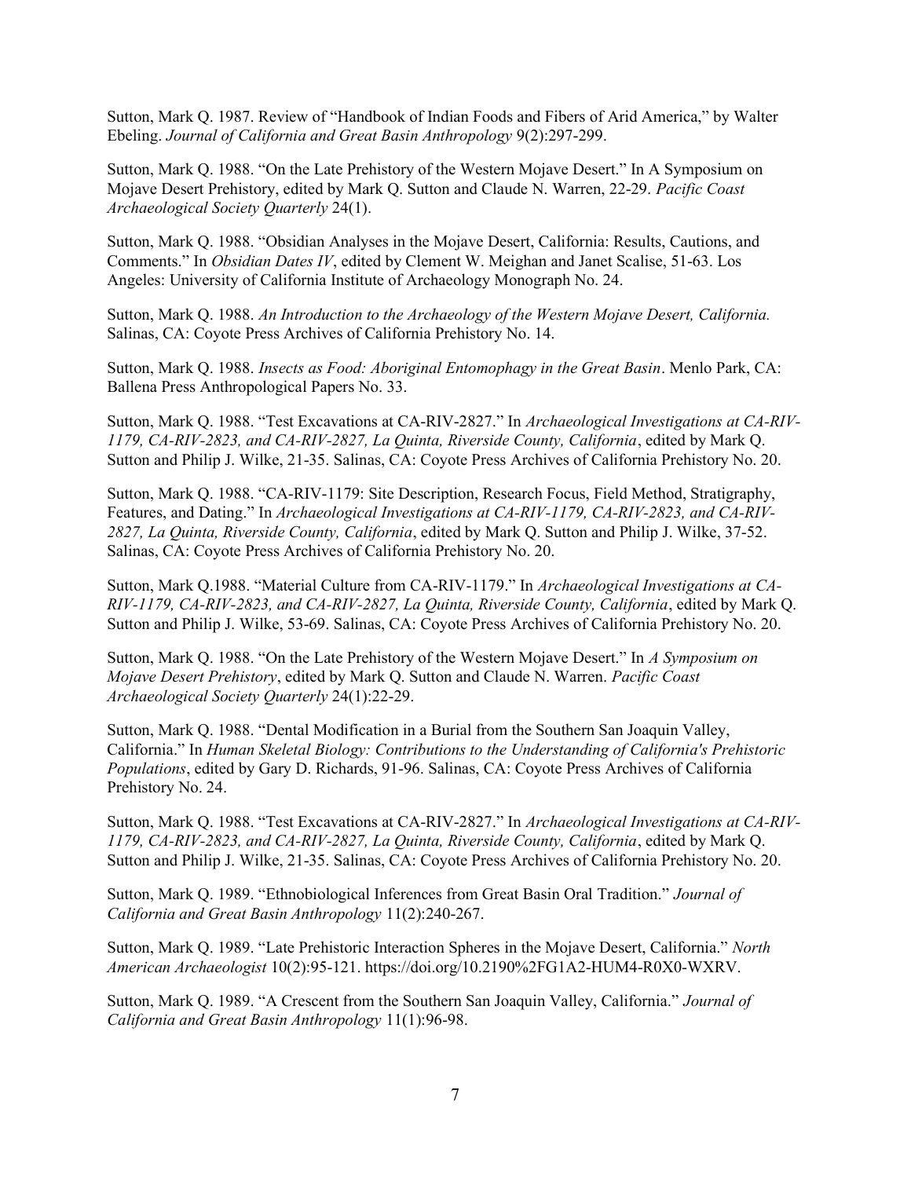Sutton, Mark Q. 1987. Review of "Handbook of Indian Foods and Fibers of Arid America," by Walter Ebeling. *Journal of California and Great Basin Anthropology* 9(2):297-299.

Sutton, Mark Q. 1988. "On the Late Prehistory of the Western Mojave Desert." In A Symposium on Mojave Desert Prehistory, edited by Mark Q. Sutton and Claude N. Warren, 22-29. *Pacific Coast Archaeological Society Quarterly* 24(1).

Sutton, Mark Q. 1988. "Obsidian Analyses in the Mojave Desert, California: Results, Cautions, and Comments." In *Obsidian Dates IV*, edited by Clement W. Meighan and Janet Scalise, 51-63. Los Angeles: University of California Institute of Archaeology Monograph No. 24.

Sutton, Mark Q. 1988. *An Introduction to the Archaeology of the Western Mojave Desert, California.* Salinas, CA: Coyote Press Archives of California Prehistory No. 14.

Sutton, Mark Q. 1988. *Insects as Food: Aboriginal Entomophagy in the Great Basin*. Menlo Park, CA: Ballena Press Anthropological Papers No. 33.

Sutton, Mark Q. 1988. "Test Excavations at CA-RIV-2827." In *Archaeological Investigations at CA-RIV-1179, CA-RIV-2823, and CA-RIV-2827, La Quinta, Riverside County, California*, edited by Mark Q. Sutton and Philip J. Wilke, 21-35. Salinas, CA: Coyote Press Archives of California Prehistory No. 20.

Sutton, Mark Q. 1988. "CA-RIV-1179: Site Description, Research Focus, Field Method, Stratigraphy, Features, and Dating." In *Archaeological Investigations at CA-RIV-1179, CA-RIV-2823, and CA-RIV-2827, La Quinta, Riverside County, California*, edited by Mark Q. Sutton and Philip J. Wilke, 37-52. Salinas, CA: Coyote Press Archives of California Prehistory No. 20.

Sutton, Mark Q.1988. "Material Culture from CA-RIV-1179." In *Archaeological Investigations at CA-RIV-1179, CA-RIV-2823, and CA-RIV-2827, La Quinta, Riverside County, California*, edited by Mark Q. Sutton and Philip J. Wilke, 53-69. Salinas, CA: Coyote Press Archives of California Prehistory No. 20.

Sutton, Mark Q. 1988. "On the Late Prehistory of the Western Mojave Desert." In *A Symposium on Mojave Desert Prehistory*, edited by Mark Q. Sutton and Claude N. Warren. *Pacific Coast Archaeological Society Quarterly* 24(1):22-29.

Sutton, Mark Q. 1988. "Dental Modification in a Burial from the Southern San Joaquin Valley, California." In *Human Skeletal Biology: Contributions to the Understanding of California's Prehistoric Populations*, edited by Gary D. Richards, 91-96. Salinas, CA: Coyote Press Archives of California Prehistory No. 24.

Sutton, Mark Q. 1988. "Test Excavations at CA-RIV-2827." In *Archaeological Investigations at CA-RIV-1179, CA-RIV-2823, and CA-RIV-2827, La Quinta, Riverside County, California*, edited by Mark Q. Sutton and Philip J. Wilke, 21-35. Salinas, CA: Coyote Press Archives of California Prehistory No. 20.

Sutton, Mark Q. 1989. "Ethnobiological Inferences from Great Basin Oral Tradition." *Journal of California and Great Basin Anthropology* 11(2):240-267.

Sutton, Mark Q. 1989. "Late Prehistoric Interaction Spheres in the Mojave Desert, California." *North American Archaeologist* 10(2):95-121. https://doi.org/10.2190%2FG1A2-HUM4-R0X0-WXRV.

Sutton, Mark Q. 1989. "A Crescent from the Southern San Joaquin Valley, California." *Journal of California and Great Basin Anthropology* 11(1):96-98.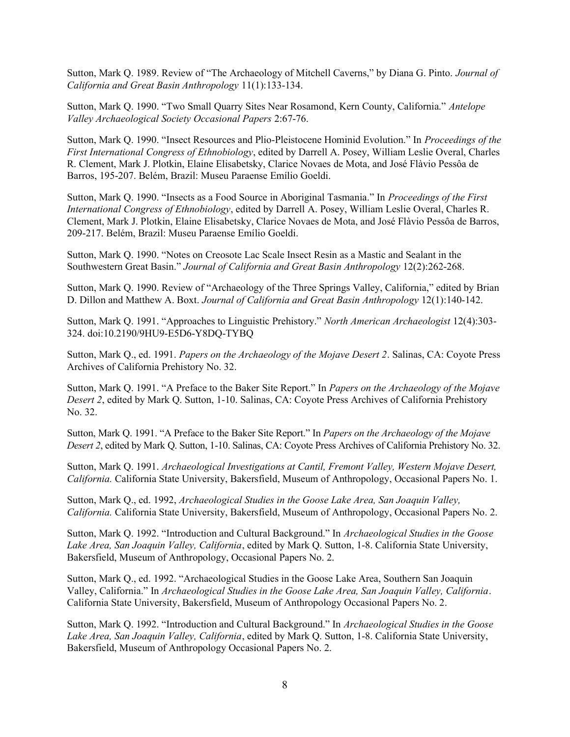Sutton, Mark Q. 1989. Review of "The Archaeology of Mitchell Caverns," by Diana G. Pinto. *Journal of California and Great Basin Anthropology* 11(1):133-134.

Sutton, Mark Q. 1990. "Two Small Quarry Sites Near Rosamond, Kern County, California." *Antelope Valley Archaeological Society Occasional Papers* 2:67-76.

Sutton, Mark Q. 1990. "Insect Resources and Plio-Pleistocene Hominid Evolution." In *Proceedings of the First International Congress of Ethnobiology*, edited by Darrell A. Posey, William Leslie Overal, Charles R. Clement, Mark J. Plotkin, Elaine Elisabetsky, Clarice Novaes de Mota, and José Flàvio Pessôa de Barros, 195-207. Belém, Brazil: Museu Paraense Emílio Goeldi.

Sutton, Mark Q. 1990. "Insects as a Food Source in Aboriginal Tasmania." In *Proceedings of the First International Congress of Ethnobiology*, edited by Darrell A. Posey, William Leslie Overal, Charles R. Clement, Mark J. Plotkin, Elaine Elisabetsky, Clarice Novaes de Mota, and José Flàvio Pessôa de Barros, 209-217. Belém, Brazil: Museu Paraense Emílio Goeldi.

Sutton, Mark Q. 1990. "Notes on Creosote Lac Scale Insect Resin as a Mastic and Sealant in the Southwestern Great Basin." *Journal of California and Great Basin Anthropology* 12(2):262-268.

Sutton, Mark Q. 1990. Review of "Archaeology of the Three Springs Valley, California," edited by Brian D. Dillon and Matthew A. Boxt. *Journal of California and Great Basin Anthropology* 12(1):140-142.

Sutton, Mark Q. 1991. "Approaches to Linguistic Prehistory." *North American Archaeologist* 12(4):303-324. doi:10.2190/9HU9-E5D6-Y8DQ-TYBQ

Sutton, Mark Q., ed. 1991. *Papers on the Archaeology of the Mojave Desert 2*. Salinas, CA: Coyote Press Archives of California Prehistory No. 32.

Sutton, Mark Q. 1991. "A Preface to the Baker Site Report." In *Papers on the Archaeology of the Mojave Desert 2*, edited by Mark Q. Sutton, 1-10. Salinas, CA: Coyote Press Archives of California Prehistory No. 32.

Sutton, Mark Q. 1991. "A Preface to the Baker Site Report." In *Papers on the Archaeology of the Mojave Desert 2*, edited by Mark Q. Sutton, 1-10. Salinas, CA: Coyote Press Archives of California Prehistory No. 32.

Sutton, Mark Q. 1991. *Archaeological Investigations at Cantil, Fremont Valley, Western Mojave Desert, California.* California State University, Bakersfield, Museum of Anthropology, Occasional Papers No. 1.

Sutton, Mark Q., ed. 1992, *Archaeological Studies in the Goose Lake Area, San Joaquin Valley, California.* California State University, Bakersfield, Museum of Anthropology, Occasional Papers No. 2.

Sutton, Mark Q. 1992. "Introduction and Cultural Background." In *Archaeological Studies in the Goose Lake Area, San Joaquin Valley, California*, edited by Mark Q. Sutton, 1-8. California State University, Bakersfield, Museum of Anthropology, Occasional Papers No. 2.

Sutton, Mark Q., ed. 1992. "Archaeological Studies in the Goose Lake Area, Southern San Joaquin Valley, California." In *Archaeological Studies in the Goose Lake Area, San Joaquin Valley, California*. California State University, Bakersfield, Museum of Anthropology Occasional Papers No. 2.

Sutton, Mark Q. 1992. "Introduction and Cultural Background." In *Archaeological Studies in the Goose Lake Area, San Joaquin Valley, California*, edited by Mark Q. Sutton, 1-8. California State University, Bakersfield, Museum of Anthropology Occasional Papers No. 2.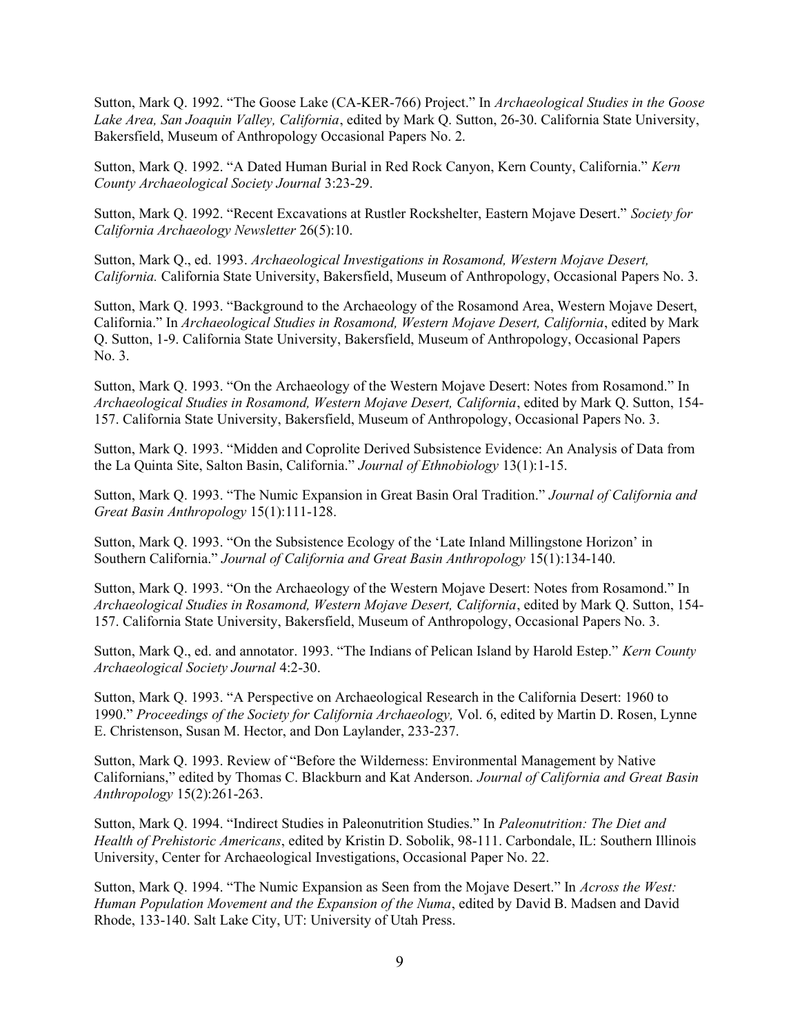Sutton, Mark Q. 1992. "The Goose Lake (CA-KER-766) Project." In *Archaeological Studies in the Goose Lake Area, San Joaquin Valley, California*, edited by Mark Q. Sutton, 26-30. California State University, Bakersfield, Museum of Anthropology Occasional Papers No. 2.

Sutton, Mark Q. 1992. "A Dated Human Burial in Red Rock Canyon, Kern County, California." *Kern County Archaeological Society Journal* 3:23-29.

Sutton, Mark Q. 1992. "Recent Excavations at Rustler Rockshelter, Eastern Mojave Desert." *Society for California Archaeology Newsletter* 26(5):10.

Sutton, Mark Q., ed. 1993. *Archaeological Investigations in Rosamond, Western Mojave Desert, California.* California State University, Bakersfield, Museum of Anthropology, Occasional Papers No. 3.

Sutton, Mark Q. 1993. "Background to the Archaeology of the Rosamond Area, Western Mojave Desert, California." In *Archaeological Studies in Rosamond, Western Mojave Desert, California*, edited by Mark Q. Sutton, 1-9. California State University, Bakersfield, Museum of Anthropology, Occasional Papers No. 3.

Sutton, Mark Q. 1993. "On the Archaeology of the Western Mojave Desert: Notes from Rosamond." In *Archaeological Studies in Rosamond, Western Mojave Desert, California*, edited by Mark Q. Sutton, 154-157. California State University, Bakersfield, Museum of Anthropology, Occasional Papers No. 3.

Sutton, Mark Q. 1993. "Midden and Coprolite Derived Subsistence Evidence: An Analysis of Data from the La Quinta Site, Salton Basin, California." *Journal of Ethnobiology* 13(1):1-15.

Sutton, Mark Q. 1993. "The Numic Expansion in Great Basin Oral Tradition." *Journal of California and Great Basin Anthropology* 15(1):111-128.

Sutton, Mark Q. 1993. "On the Subsistence Ecology of the 'Late Inland Millingstone Horizon' in Southern California." *Journal of California and Great Basin Anthropology* 15(1):134-140.

Sutton, Mark Q. 1993. "On the Archaeology of the Western Mojave Desert: Notes from Rosamond." In *Archaeological Studies in Rosamond, Western Mojave Desert, California*, edited by Mark Q. Sutton, 154-157. California State University, Bakersfield, Museum of Anthropology, Occasional Papers No. 3.

Sutton, Mark Q., ed. and annotator. 1993. "The Indians of Pelican Island by Harold Estep." *Kern County Archaeological Society Journal* 4:2-30.

Sutton, Mark Q. 1993. "A Perspective on Archaeological Research in the California Desert: 1960 to 1990." *Proceedings of the Society for California Archaeology,* Vol. 6, edited by Martin D. Rosen, Lynne E. Christenson, Susan M. Hector, and Don Laylander, 233-237.

Sutton, Mark Q. 1993. Review of "Before the Wilderness: Environmental Management by Native Californians," edited by Thomas C. Blackburn and Kat Anderson. *Journal of California and Great Basin Anthropology* 15(2):261-263.

Sutton, Mark Q. 1994. "Indirect Studies in Paleonutrition Studies." In *Paleonutrition: The Diet and Health of Prehistoric Americans*, edited by Kristin D. Sobolik, 98-111. Carbondale, IL: Southern Illinois University, Center for Archaeological Investigations, Occasional Paper No. 22.

Sutton, Mark Q. 1994. "The Numic Expansion as Seen from the Mojave Desert." In *Across the West: Human Population Movement and the Expansion of the Numa*, edited by David B. Madsen and David Rhode, 133-140. Salt Lake City, UT: University of Utah Press.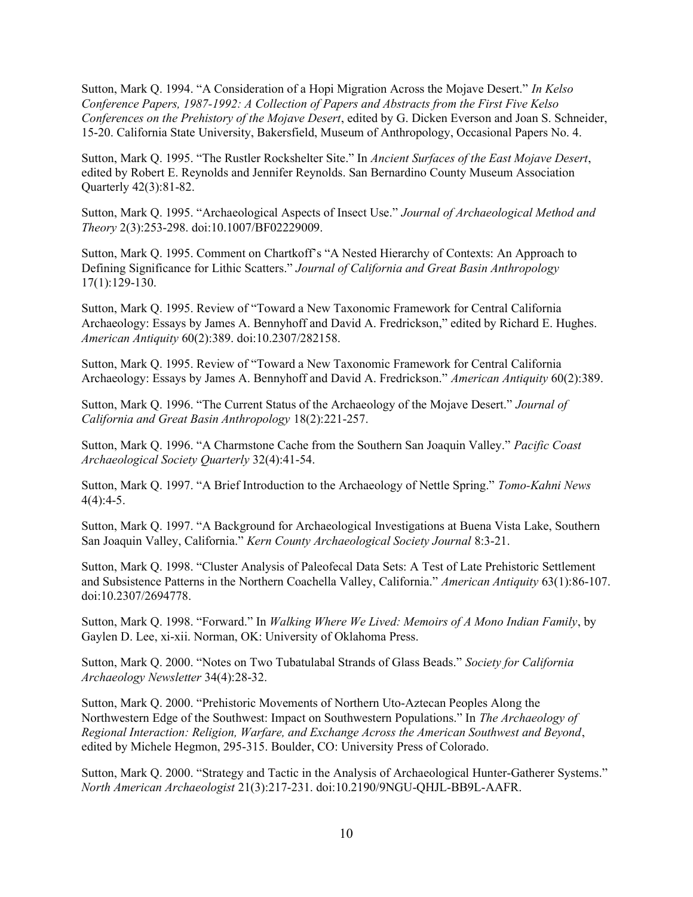Sutton, Mark Q. 1994. “A Consideration of a Hopi Migration Across the Mojave Desert.” *In Kelso Conference Papers, 1987-1992: A Collection of Papers and Abstracts from the First Five Kelso Conferences on the Prehistory of the Mojave Desert*, edited by G. Dicken Everson and Joan S. Schneider, 15-20. California State University, Bakersfield, Museum of Anthropology, Occasional Papers No. 4.

Sutton, Mark Q. 1995. “The Rustler Rockshelter Site.” In *Ancient Surfaces of the East Mojave Desert*, edited by Robert E. Reynolds and Jennifer Reynolds. San Bernardino County Museum Association Quarterly 42(3):81-82.

Sutton, Mark Q. 1995. “Archaeological Aspects of Insect Use.” *Journal of Archaeological Method and Theory* 2(3):253-298. doi:10.1007/BF02229009.

Sutton, Mark Q. 1995. Comment on Chartkoff’s “A Nested Hierarchy of Contexts: An Approach to Defining Significance for Lithic Scatters.” *Journal of California and Great Basin Anthropology* 17(1):129-130.

Sutton, Mark Q. 1995. Review of “Toward a New Taxonomic Framework for Central California Archaeology: Essays by James A. Bennyhoff and David A. Fredrickson,” edited by Richard E. Hughes. *American Antiquity* 60(2):389. doi:10.2307/282158.

Sutton, Mark Q. 1995. Review of “Toward a New Taxonomic Framework for Central California Archaeology: Essays by James A. Bennyhoff and David A. Fredrickson.” *American Antiquity* 60(2):389.

Sutton, Mark Q. 1996. “The Current Status of the Archaeology of the Mojave Desert.” *Journal of California and Great Basin Anthropology* 18(2):221-257.

Sutton, Mark Q. 1996. “A Charmstone Cache from the Southern San Joaquin Valley.” *Pacific Coast Archaeological Society Quarterly* 32(4):41-54.

Sutton, Mark Q. 1997. “A Brief Introduction to the Archaeology of Nettle Spring.” *Tomo-Kahni News* 4(4):4-5.

Sutton, Mark Q. 1997. “A Background for Archaeological Investigations at Buena Vista Lake, Southern San Joaquin Valley, California.” *Kern County Archaeological Society Journal* 8:3-21.

Sutton, Mark Q. 1998. “Cluster Analysis of Paleofecal Data Sets: A Test of Late Prehistoric Settlement and Subsistence Patterns in the Northern Coachella Valley, California.” *American Antiquity* 63(1):86-107. doi:10.2307/2694778.

Sutton, Mark Q. 1998. “Forward.” In *Walking Where We Lived: Memoirs of A Mono Indian Family*, by Gaylen D. Lee, xi-xii. Norman, OK: University of Oklahoma Press.

Sutton, Mark Q. 2000. “Notes on Two Tubatulabal Strands of Glass Beads.” *Society for California Archaeology Newsletter* 34(4):28-32.

Sutton, Mark Q. 2000. “Prehistoric Movements of Northern Uto-Aztecan Peoples Along the Northwestern Edge of the Southwest: Impact on Southwestern Populations.” In *The Archaeology of Regional Interaction: Religion, Warfare, and Exchange Across the American Southwest and Beyond*, edited by Michele Hegmon, 295-315. Boulder, CO: University Press of Colorado.

Sutton, Mark Q. 2000. “Strategy and Tactic in the Analysis of Archaeological Hunter-Gatherer Systems.” *North American Archaeologist* 21(3):217-231. doi:10.2190/9NGU-QHJL-BB9L-AAFR.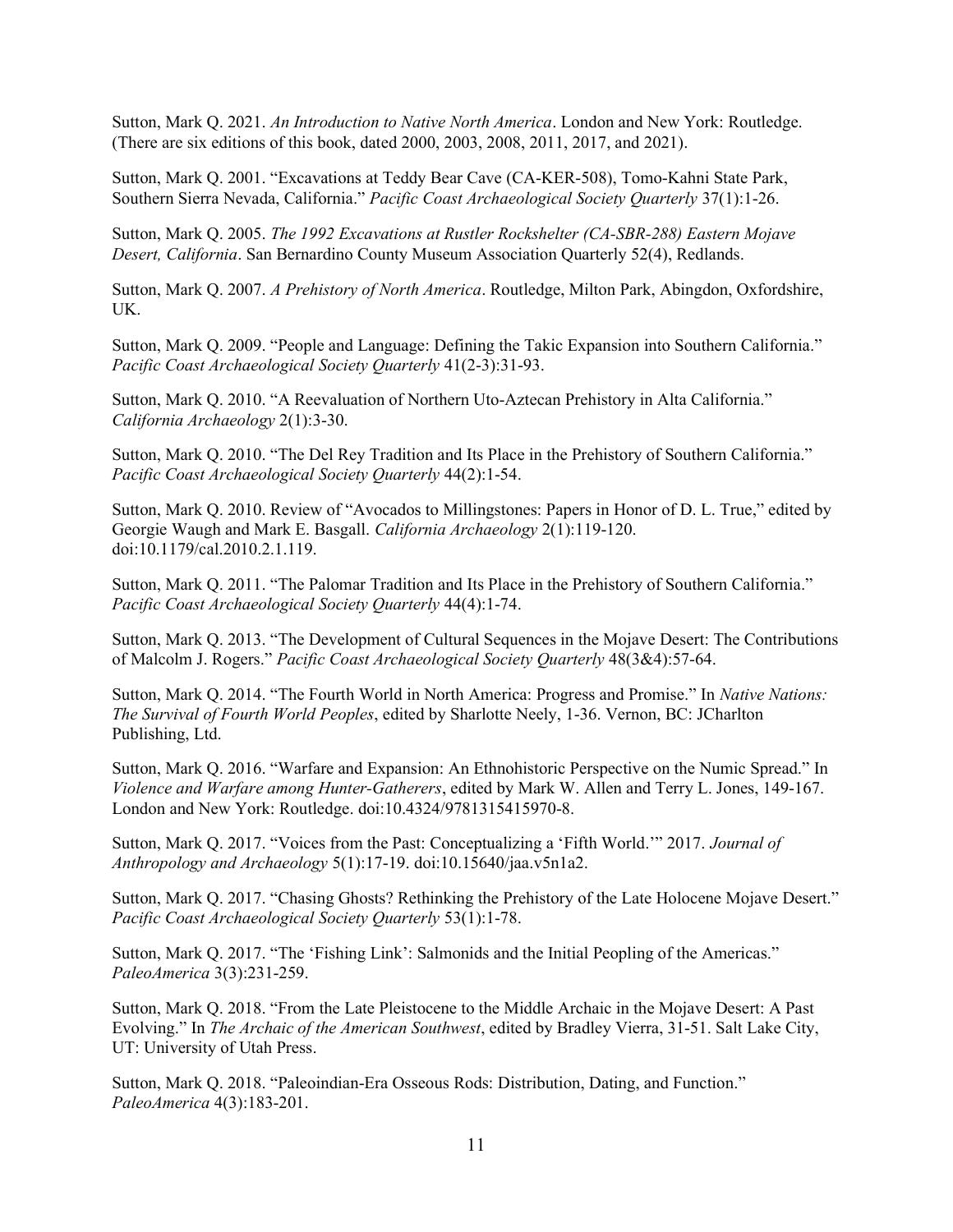Sutton, Mark Q. 2021. *An Introduction to Native North America*. London and New York: Routledge. (There are six editions of this book, dated 2000, 2003, 2008, 2011, 2017, and 2021).

Sutton, Mark Q. 2001. "Excavations at Teddy Bear Cave (CA-KER-508), Tomo-Kahni State Park, Southern Sierra Nevada, California." *Pacific Coast Archaeological Society Quarterly* 37(1):1-26.

Sutton, Mark Q. 2005. *The 1992 Excavations at Rustler Rockshelter (CA-SBR-288) Eastern Mojave Desert, California*. San Bernardino County Museum Association Quarterly 52(4), Redlands.

Sutton, Mark Q. 2007. *A Prehistory of North America*. Routledge, Milton Park, Abingdon, Oxfordshire, UK.

Sutton, Mark Q. 2009. "People and Language: Defining the Takic Expansion into Southern California." *Pacific Coast Archaeological Society Quarterly* 41(2-3):31-93.

Sutton, Mark Q. 2010. "A Reevaluation of Northern Uto-Aztecan Prehistory in Alta California." *California Archaeology* 2(1):3-30.

Sutton, Mark Q. 2010. "The Del Rey Tradition and Its Place in the Prehistory of Southern California." *Pacific Coast Archaeological Society Quarterly* 44(2):1-54.

Sutton, Mark Q. 2010. Review of "Avocados to Millingstones: Papers in Honor of D. L. True," edited by Georgie Waugh and Mark E. Basgall. *California Archaeology* 2(1):119-120. doi:10.1179/cal.2010.2.1.119.

Sutton, Mark Q. 2011. "The Palomar Tradition and Its Place in the Prehistory of Southern California." *Pacific Coast Archaeological Society Quarterly* 44(4):1-74.

Sutton, Mark Q. 2013. "The Development of Cultural Sequences in the Mojave Desert: The Contributions of Malcolm J. Rogers." *Pacific Coast Archaeological Society Quarterly* 48(3&4):57-64.

Sutton, Mark Q. 2014. "The Fourth World in North America: Progress and Promise." In *Native Nations: The Survival of Fourth World Peoples*, edited by Sharlotte Neely, 1-36. Vernon, BC: JCharlton Publishing, Ltd.

Sutton, Mark Q. 2016. "Warfare and Expansion: An Ethnohistoric Perspective on the Numic Spread." In *Violence and Warfare among Hunter-Gatherers*, edited by Mark W. Allen and Terry L. Jones, 149-167. London and New York: Routledge. doi:10.4324/9781315415970-8.

Sutton, Mark Q. 2017. "Voices from the Past: Conceptualizing a 'Fifth World.'" 2017. *Journal of Anthropology and Archaeology* 5(1):17-19. doi:10.15640/jaa.v5n1a2.

Sutton, Mark Q. 2017. "Chasing Ghosts? Rethinking the Prehistory of the Late Holocene Mojave Desert." *Pacific Coast Archaeological Society Quarterly* 53(1):1-78.

Sutton, Mark Q. 2017. "The 'Fishing Link': Salmonids and the Initial Peopling of the Americas." *PaleoAmerica* 3(3):231-259.

Sutton, Mark Q. 2018. "From the Late Pleistocene to the Middle Archaic in the Mojave Desert: A Past Evolving." In *The Archaic of the American Southwest*, edited by Bradley Vierra, 31-51. Salt Lake City, UT: University of Utah Press.

Sutton, Mark Q. 2018. "Paleoindian-Era Osseous Rods: Distribution, Dating, and Function." *PaleoAmerica* 4(3):183-201.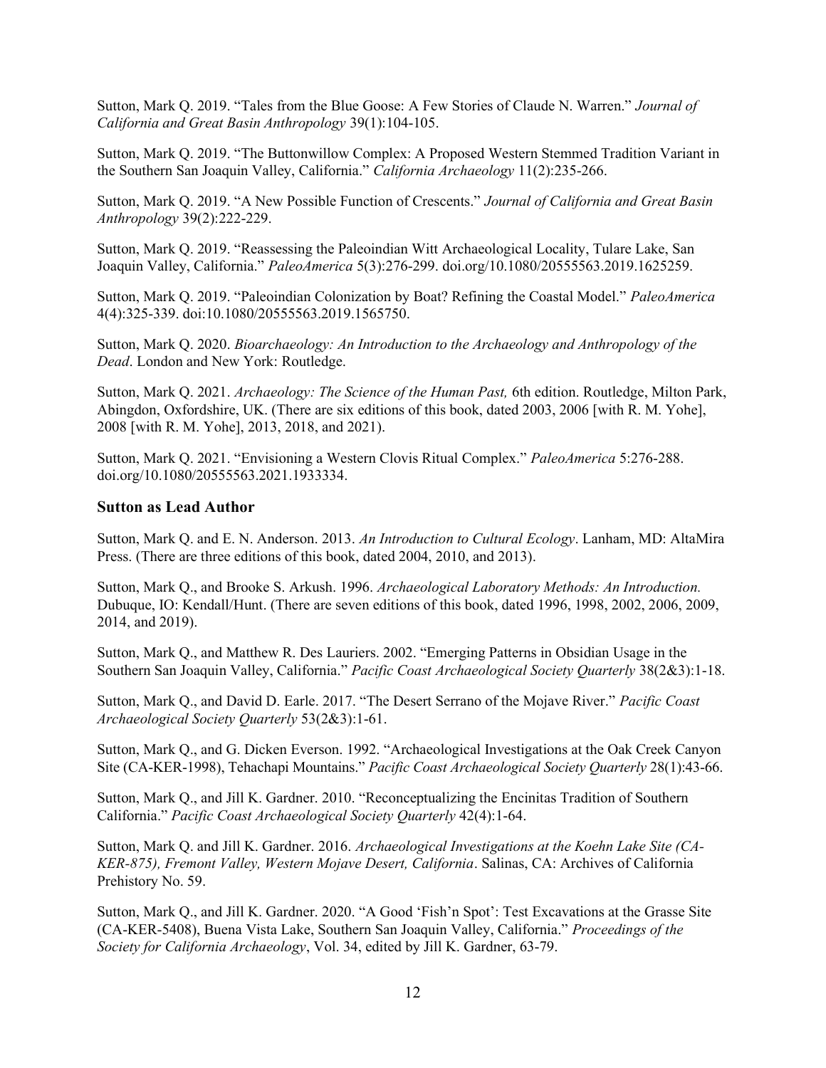Sutton, Mark Q. 2019. "Tales from the Blue Goose: A Few Stories of Claude N. Warren." *Journal of California and Great Basin Anthropology* 39(1):104-105.

Sutton, Mark Q. 2019. "The Buttonwillow Complex: A Proposed Western Stemmed Tradition Variant in the Southern San Joaquin Valley, California." *California Archaeology* 11(2):235-266.

Sutton, Mark Q. 2019. "A New Possible Function of Crescents." *Journal of California and Great Basin Anthropology* 39(2):222-229.

Sutton, Mark Q. 2019. "Reassessing the Paleoindian Witt Archaeological Locality, Tulare Lake, San Joaquin Valley, California." *PaleoAmerica* 5(3):276-299. doi.org/10.1080/20555563.2019.1625259.

Sutton, Mark Q. 2019. "Paleoindian Colonization by Boat? Refining the Coastal Model." *PaleoAmerica* 4(4):325-339. doi:10.1080/20555563.2019.1565750.

Sutton, Mark Q. 2020. *Bioarchaeology: An Introduction to the Archaeology and Anthropology of the Dead*. London and New York: Routledge.

Sutton, Mark Q. 2021. *Archaeology: The Science of the Human Past,* 6th edition. Routledge, Milton Park, Abingdon, Oxfordshire, UK. (There are six editions of this book, dated 2003, 2006 [with R. M. Yohe], 2008 [with R. M. Yohe], 2013, 2018, and 2021).

Sutton, Mark Q. 2021. "Envisioning a Western Clovis Ritual Complex." *PaleoAmerica* 5:276-288. doi.org/10.1080/20555563.2021.1933334.

### Sutton as Lead Author

Sutton, Mark Q. and E. N. Anderson. 2013. *An Introduction to Cultural Ecology*. Lanham, MD: AltaMira Press. (There are three editions of this book, dated 2004, 2010, and 2013).

Sutton, Mark Q., and Brooke S. Arkush. 1996. *Archaeological Laboratory Methods: An Introduction.* Dubuque, IO: Kendall/Hunt. (There are seven editions of this book, dated 1996, 1998, 2002, 2006, 2009, 2014, and 2019).

Sutton, Mark Q., and Matthew R. Des Lauriers. 2002. "Emerging Patterns in Obsidian Usage in the Southern San Joaquin Valley, California." *Pacific Coast Archaeological Society Quarterly* 38(2&3):1-18.

Sutton, Mark Q., and David D. Earle. 2017. "The Desert Serrano of the Mojave River." *Pacific Coast Archaeological Society Quarterly* 53(2&3):1-61.

Sutton, Mark Q., and G. Dicken Everson. 1992. "Archaeological Investigations at the Oak Creek Canyon Site (CA-KER-1998), Tehachapi Mountains." *Pacific Coast Archaeological Society Quarterly* 28(1):43-66.

Sutton, Mark Q., and Jill K. Gardner. 2010. "Reconceptualizing the Encinitas Tradition of Southern California." *Pacific Coast Archaeological Society Quarterly* 42(4):1-64.

Sutton, Mark Q. and Jill K. Gardner. 2016. *Archaeological Investigations at the Koehn Lake Site (CA-KER-875), Fremont Valley, Western Mojave Desert, California*. Salinas, CA: Archives of California Prehistory No. 59.

Sutton, Mark Q., and Jill K. Gardner. 2020. "A Good 'Fish'n Spot': Test Excavations at the Grasse Site (CA-KER-5408), Buena Vista Lake, Southern San Joaquin Valley, California." *Proceedings of the Society for California Archaeology*, Vol. 34, edited by Jill K. Gardner, 63-79.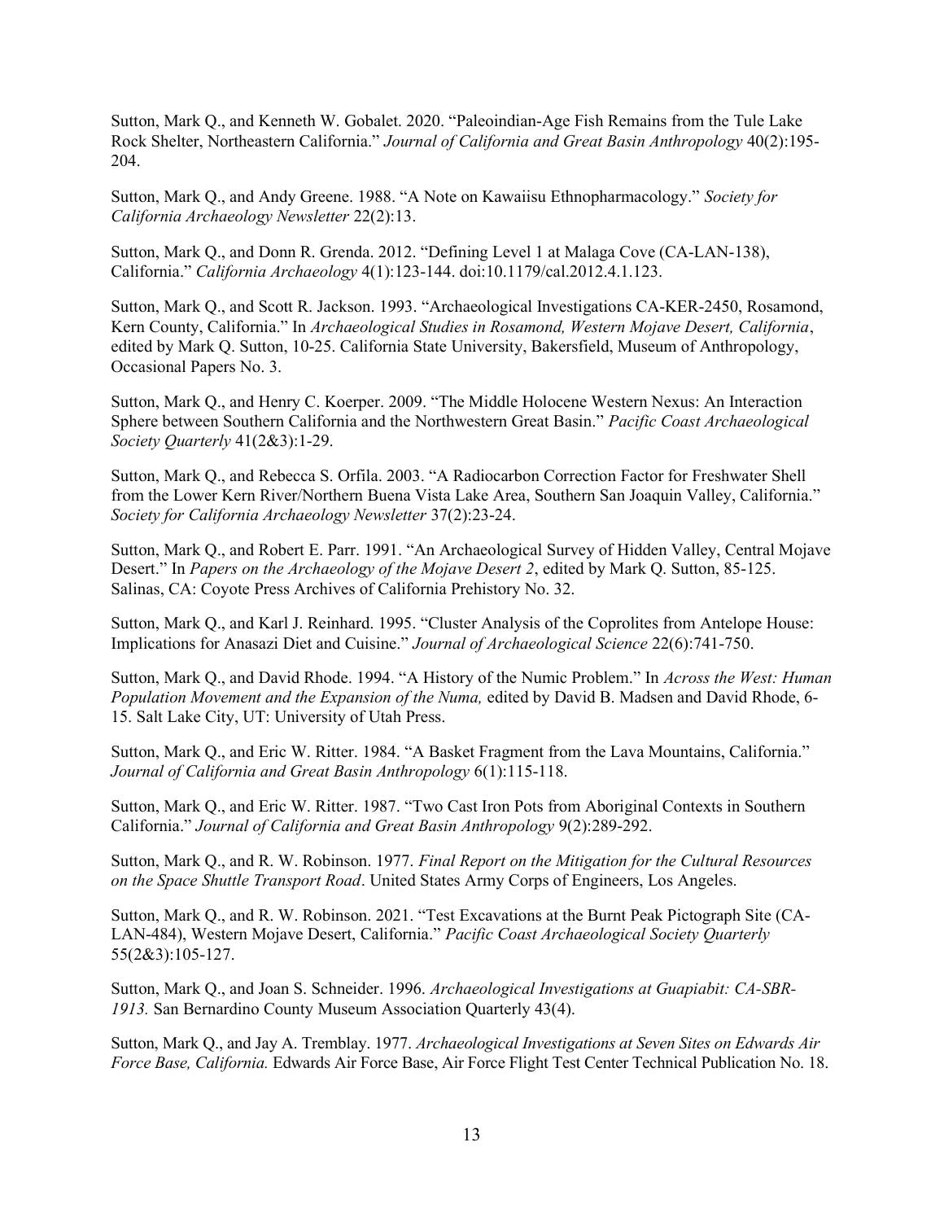Sutton, Mark Q., and Kenneth W. Gobalet. 2020. “Paleoindian-Age Fish Remains from the Tule Lake Rock Shelter, Northeastern California.” *Journal of California and Great Basin Anthropology* 40(2):195-204.

Sutton, Mark Q., and Andy Greene. 1988. “A Note on Kawaiisu Ethnopharmacology.” *Society for California Archaeology Newsletter* 22(2):13.

Sutton, Mark Q., and Donn R. Grenda. 2012. “Defining Level 1 at Malaga Cove (CA-LAN-138), California.” *California Archaeology* 4(1):123-144. doi:10.1179/cal.2012.4.1.123.

Sutton, Mark Q., and Scott R. Jackson. 1993. “Archaeological Investigations CA-KER-2450, Rosamond, Kern County, California.” In *Archaeological Studies in Rosamond, Western Mojave Desert, California*, edited by Mark Q. Sutton, 10-25. California State University, Bakersfield, Museum of Anthropology, Occasional Papers No. 3.

Sutton, Mark Q., and Henry C. Koerper. 2009. “The Middle Holocene Western Nexus: An Interaction Sphere between Southern California and the Northwestern Great Basin.” *Pacific Coast Archaeological Society Quarterly* 41(2&3):1-29.

Sutton, Mark Q., and Rebecca S. Orfila. 2003. “A Radiocarbon Correction Factor for Freshwater Shell from the Lower Kern River/Northern Buena Vista Lake Area, Southern San Joaquin Valley, California.” *Society for California Archaeology Newsletter* 37(2):23-24.

Sutton, Mark Q., and Robert E. Parr. 1991. “An Archaeological Survey of Hidden Valley, Central Mojave Desert.” In *Papers on the Archaeology of the Mojave Desert 2*, edited by Mark Q. Sutton, 85-125. Salinas, CA: Coyote Press Archives of California Prehistory No. 32.

Sutton, Mark Q., and Karl J. Reinhard. 1995. “Cluster Analysis of the Coprolites from Antelope House: Implications for Anasazi Diet and Cuisine.” *Journal of Archaeological Science* 22(6):741-750.

Sutton, Mark Q., and David Rhode. 1994. “A History of the Numic Problem.” In *Across the West: Human Population Movement and the Expansion of the Numa,* edited by David B. Madsen and David Rhode, 6-15. Salt Lake City, UT: University of Utah Press.

Sutton, Mark Q., and Eric W. Ritter. 1984. “A Basket Fragment from the Lava Mountains, California.” *Journal of California and Great Basin Anthropology* 6(1):115-118.

Sutton, Mark Q., and Eric W. Ritter. 1987. “Two Cast Iron Pots from Aboriginal Contexts in Southern California.” *Journal of California and Great Basin Anthropology* 9(2):289-292.

Sutton, Mark Q., and R. W. Robinson. 1977. *Final Report on the Mitigation for the Cultural Resources on the Space Shuttle Transport Road*. United States Army Corps of Engineers, Los Angeles.

Sutton, Mark Q., and R. W. Robinson. 2021. “Test Excavations at the Burnt Peak Pictograph Site (CA-LAN-484), Western Mojave Desert, California.” *Pacific Coast Archaeological Society Quarterly* 55(2&3):105-127.

Sutton, Mark Q., and Joan S. Schneider. 1996. *Archaeological Investigations at Guapiabit: CA-SBR-1913.* San Bernardino County Museum Association Quarterly 43(4).

Sutton, Mark Q., and Jay A. Tremblay. 1977. *Archaeological Investigations at Seven Sites on Edwards Air Force Base, California.* Edwards Air Force Base, Air Force Flight Test Center Technical Publication No. 18.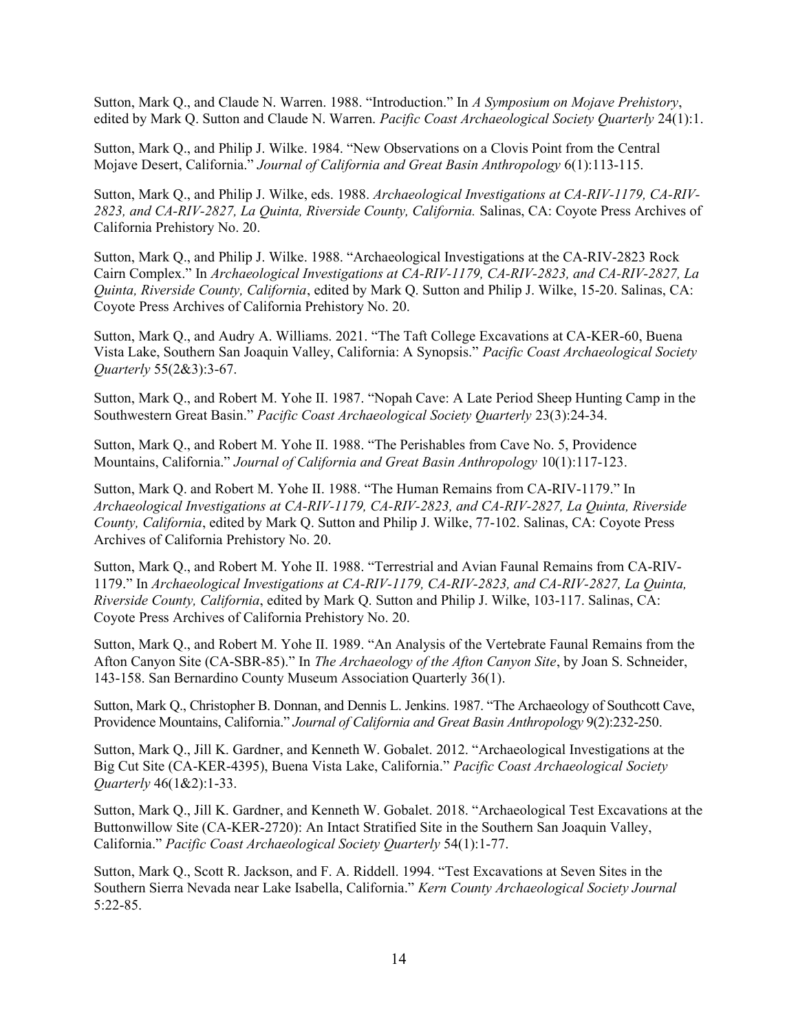Sutton, Mark Q., and Claude N. Warren. 1988. "Introduction." In *A Symposium on Mojave Prehistory*, edited by Mark Q. Sutton and Claude N. Warren. *Pacific Coast Archaeological Society Quarterly* 24(1):1.

Sutton, Mark Q., and Philip J. Wilke. 1984. "New Observations on a Clovis Point from the Central Mojave Desert, California." *Journal of California and Great Basin Anthropology* 6(1):113-115.

Sutton, Mark Q., and Philip J. Wilke, eds. 1988. *Archaeological Investigations at CA-RIV-1179, CA-RIV-2823, and CA-RIV-2827, La Quinta, Riverside County, California.* Salinas, CA: Coyote Press Archives of California Prehistory No. 20.

Sutton, Mark Q., and Philip J. Wilke. 1988. "Archaeological Investigations at the CA-RIV-2823 Rock Cairn Complex." In *Archaeological Investigations at CA-RIV-1179, CA-RIV-2823, and CA-RIV-2827, La Quinta, Riverside County, California*, edited by Mark Q. Sutton and Philip J. Wilke, 15-20. Salinas, CA: Coyote Press Archives of California Prehistory No. 20.

Sutton, Mark Q., and Audry A. Williams. 2021. "The Taft College Excavations at CA-KER-60, Buena Vista Lake, Southern San Joaquin Valley, California: A Synopsis." *Pacific Coast Archaeological Society Quarterly* 55(2&3):3-67.

Sutton, Mark Q., and Robert M. Yohe II. 1987. "Nopah Cave: A Late Period Sheep Hunting Camp in the Southwestern Great Basin." *Pacific Coast Archaeological Society Quarterly* 23(3):24-34.

Sutton, Mark Q., and Robert M. Yohe II. 1988. "The Perishables from Cave No. 5, Providence Mountains, California." *Journal of California and Great Basin Anthropology* 10(1):117-123.

Sutton, Mark Q. and Robert M. Yohe II. 1988. "The Human Remains from CA-RIV-1179." In *Archaeological Investigations at CA-RIV-1179, CA-RIV-2823, and CA-RIV-2827, La Quinta, Riverside County, California*, edited by Mark Q. Sutton and Philip J. Wilke, 77-102. Salinas, CA: Coyote Press Archives of California Prehistory No. 20.

Sutton, Mark Q., and Robert M. Yohe II. 1988. "Terrestrial and Avian Faunal Remains from CA-RIV-1179." In *Archaeological Investigations at CA-RIV-1179, CA-RIV-2823, and CA-RIV-2827, La Quinta, Riverside County, California*, edited by Mark Q. Sutton and Philip J. Wilke, 103-117. Salinas, CA: Coyote Press Archives of California Prehistory No. 20.

Sutton, Mark Q., and Robert M. Yohe II. 1989. "An Analysis of the Vertebrate Faunal Remains from the Afton Canyon Site (CA-SBR-85)." In *The Archaeology of the Afton Canyon Site*, by Joan S. Schneider, 143-158. San Bernardino County Museum Association Quarterly 36(1).

Sutton, Mark Q., Christopher B. Donnan, and Dennis L. Jenkins. 1987. "The Archaeology of Southcott Cave, Providence Mountains, California." *Journal of California and Great Basin Anthropology* 9(2):232-250.

Sutton, Mark Q., Jill K. Gardner, and Kenneth W. Gobalet. 2012. "Archaeological Investigations at the Big Cut Site (CA-KER-4395), Buena Vista Lake, California." *Pacific Coast Archaeological Society Quarterly* 46(1&2):1-33.

Sutton, Mark Q., Jill K. Gardner, and Kenneth W. Gobalet. 2018. "Archaeological Test Excavations at the Buttonwillow Site (CA-KER-2720): An Intact Stratified Site in the Southern San Joaquin Valley, California." *Pacific Coast Archaeological Society Quarterly* 54(1):1-77.

Sutton, Mark Q., Scott R. Jackson, and F. A. Riddell. 1994. "Test Excavations at Seven Sites in the Southern Sierra Nevada near Lake Isabella, California." *Kern County Archaeological Society Journal* 5:22-85.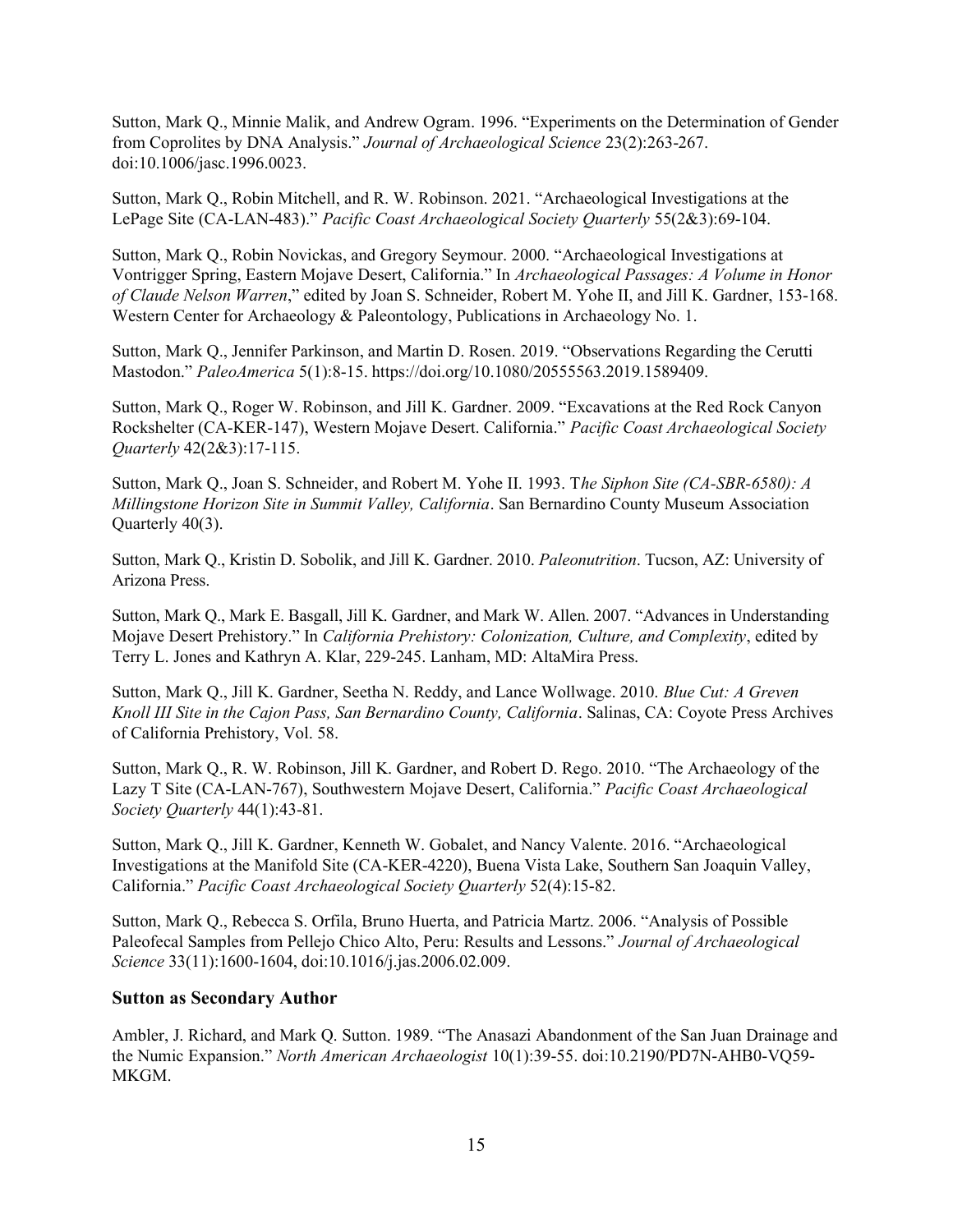Sutton, Mark Q., Minnie Malik, and Andrew Ogram. 1996. "Experiments on the Determination of Gender from Coprolites by DNA Analysis." *Journal of Archaeological Science* 23(2):263-267. doi:10.1006/jasc.1996.0023.

Sutton, Mark Q., Robin Mitchell, and R. W. Robinson. 2021. "Archaeological Investigations at the LePage Site (CA-LAN-483)." *Pacific Coast Archaeological Society Quarterly* 55(2&3):69-104.

Sutton, Mark Q., Robin Novickas, and Gregory Seymour. 2000. "Archaeological Investigations at Vontrigger Spring, Eastern Mojave Desert, California." In *Archaeological Passages: A Volume in Honor of Claude Nelson Warren*," edited by Joan S. Schneider, Robert M. Yohe II, and Jill K. Gardner, 153-168. Western Center for Archaeology & Paleontology, Publications in Archaeology No. 1.

Sutton, Mark Q., Jennifer Parkinson, and Martin D. Rosen. 2019. "Observations Regarding the Cerutti Mastodon." *PaleoAmerica* 5(1):8-15. https://doi.org/10.1080/20555563.2019.1589409.

Sutton, Mark Q., Roger W. Robinson, and Jill K. Gardner. 2009. "Excavations at the Red Rock Canyon Rockshelter (CA-KER-147), Western Mojave Desert. California." *Pacific Coast Archaeological Society Quarterly* 42(2&3):17-115.

Sutton, Mark Q., Joan S. Schneider, and Robert M. Yohe II. 1993. T*he Siphon Site (CA-SBR-6580): A Millingstone Horizon Site in Summit Valley, California*. San Bernardino County Museum Association Quarterly 40(3).

Sutton, Mark Q., Kristin D. Sobolik, and Jill K. Gardner. 2010. *Paleonutrition*. Tucson, AZ: University of Arizona Press.

Sutton, Mark Q., Mark E. Basgall, Jill K. Gardner, and Mark W. Allen. 2007. "Advances in Understanding Mojave Desert Prehistory." In *California Prehistory: Colonization, Culture, and Complexity*, edited by Terry L. Jones and Kathryn A. Klar, 229-245. Lanham, MD: AltaMira Press.

Sutton, Mark Q., Jill K. Gardner, Seetha N. Reddy, and Lance Wollwage. 2010. *Blue Cut: A Greven Knoll III Site in the Cajon Pass, San Bernardino County, California*. Salinas, CA: Coyote Press Archives of California Prehistory, Vol. 58.

Sutton, Mark Q., R. W. Robinson, Jill K. Gardner, and Robert D. Rego. 2010. "The Archaeology of the Lazy T Site (CA-LAN-767), Southwestern Mojave Desert, California." *Pacific Coast Archaeological Society Quarterly* 44(1):43-81.

Sutton, Mark Q., Jill K. Gardner, Kenneth W. Gobalet, and Nancy Valente. 2016. "Archaeological Investigations at the Manifold Site (CA-KER-4220), Buena Vista Lake, Southern San Joaquin Valley, California." *Pacific Coast Archaeological Society Quarterly* 52(4):15-82.

Sutton, Mark Q., Rebecca S. Orfila, Bruno Huerta, and Patricia Martz. 2006. "Analysis of Possible Paleofecal Samples from Pellejo Chico Alto, Peru: Results and Lessons." *Journal of Archaeological Science* 33(11):1600-1604, doi:10.1016/j.jas.2006.02.009.

### Sutton as Secondary Author

Ambler, J. Richard, and Mark Q. Sutton. 1989. "The Anasazi Abandonment of the San Juan Drainage and the Numic Expansion." *North American Archaeologist* 10(1):39-55. doi:10.2190/PD7N-AHB0-VQ59-MKGM.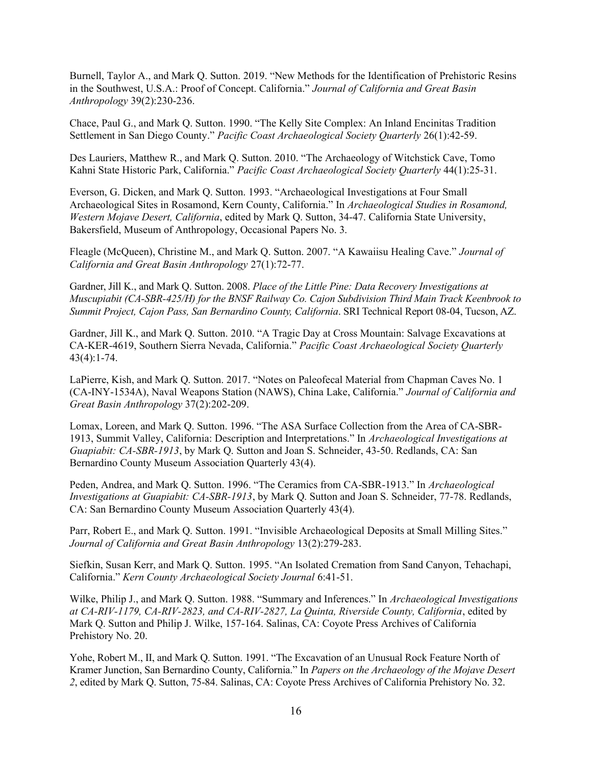Burnell, Taylor A., and Mark Q. Sutton. 2019. "New Methods for the Identification of Prehistoric Resins in the Southwest, U.S.A.: Proof of Concept. California." *Journal of California and Great Basin Anthropology* 39(2):230-236.

Chace, Paul G., and Mark Q. Sutton. 1990. "The Kelly Site Complex: An Inland Encinitas Tradition Settlement in San Diego County." *Pacific Coast Archaeological Society Quarterly* 26(1):42-59.

Des Lauriers, Matthew R., and Mark Q. Sutton. 2010. "The Archaeology of Witchstick Cave, Tomo Kahni State Historic Park, California." *Pacific Coast Archaeological Society Quarterly* 44(1):25-31.

Everson, G. Dicken, and Mark Q. Sutton. 1993. "Archaeological Investigations at Four Small Archaeological Sites in Rosamond, Kern County, California." In *Archaeological Studies in Rosamond, Western Mojave Desert, California*, edited by Mark Q. Sutton, 34-47. California State University, Bakersfield, Museum of Anthropology, Occasional Papers No. 3.

Fleagle (McQueen), Christine M., and Mark Q. Sutton. 2007. "A Kawaiisu Healing Cave." *Journal of California and Great Basin Anthropology* 27(1):72-77.

Gardner, Jill K., and Mark Q. Sutton. 2008. *Place of the Little Pine: Data Recovery Investigations at Muscupiabit (CA-SBR-425/H) for the BNSF Railway Co. Cajon Subdivision Third Main Track Keenbrook to Summit Project, Cajon Pass, San Bernardino County, California*. SRI Technical Report 08-04, Tucson, AZ.

Gardner, Jill K., and Mark Q. Sutton. 2010. "A Tragic Day at Cross Mountain: Salvage Excavations at CA-KER-4619, Southern Sierra Nevada, California." *Pacific Coast Archaeological Society Quarterly* 43(4):1-74.

LaPierre, Kish, and Mark Q. Sutton. 2017. "Notes on Paleofecal Material from Chapman Caves No. 1 (CA-INY-1534A), Naval Weapons Station (NAWS), China Lake, California." *Journal of California and Great Basin Anthropology* 37(2):202-209.

Lomax, Loreen, and Mark Q. Sutton. 1996. "The ASA Surface Collection from the Area of CA-SBR-1913, Summit Valley, California: Description and Interpretations." In *Archaeological Investigations at Guapiabit: CA-SBR-1913*, by Mark Q. Sutton and Joan S. Schneider, 43-50. Redlands, CA: San Bernardino County Museum Association Quarterly 43(4).

Peden, Andrea, and Mark Q. Sutton. 1996. "The Ceramics from CA-SBR-1913." In *Archaeological Investigations at Guapiabit: CA-SBR-1913*, by Mark Q. Sutton and Joan S. Schneider, 77-78. Redlands, CA: San Bernardino County Museum Association Quarterly 43(4).

Parr, Robert E., and Mark Q. Sutton. 1991. "Invisible Archaeological Deposits at Small Milling Sites." *Journal of California and Great Basin Anthropology* 13(2):279-283.

Siefkin, Susan Kerr, and Mark Q. Sutton. 1995. "An Isolated Cremation from Sand Canyon, Tehachapi, California." *Kern County Archaeological Society Journal* 6:41-51.

Wilke, Philip J., and Mark Q. Sutton. 1988. "Summary and Inferences." In *Archaeological Investigations at CA-RIV-1179, CA-RIV-2823, and CA-RIV-2827, La Quinta, Riverside County, California*, edited by Mark Q. Sutton and Philip J. Wilke, 157-164. Salinas, CA: Coyote Press Archives of California Prehistory No. 20.

Yohe, Robert M., II, and Mark Q. Sutton. 1991. "The Excavation of an Unusual Rock Feature North of Kramer Junction, San Bernardino County, California." In *Papers on the Archaeology of the Mojave Desert 2*, edited by Mark Q. Sutton, 75-84. Salinas, CA: Coyote Press Archives of California Prehistory No. 32.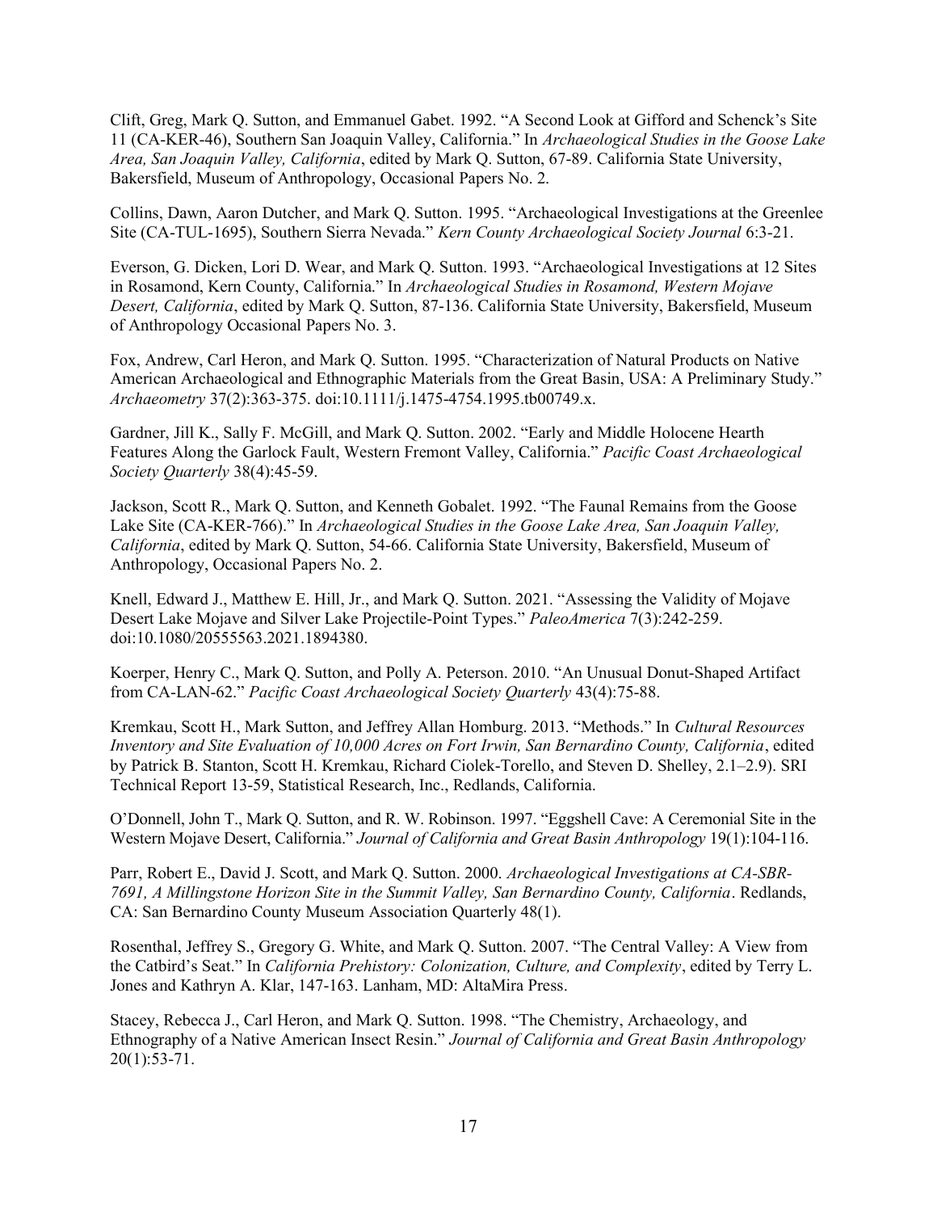Clift, Greg, Mark Q. Sutton, and Emmanuel Gabet. 1992. "A Second Look at Gifford and Schenck's Site 11 (CA-KER-46), Southern San Joaquin Valley, California." In *Archaeological Studies in the Goose Lake Area, San Joaquin Valley, California*, edited by Mark Q. Sutton, 67-89. California State University, Bakersfield, Museum of Anthropology, Occasional Papers No. 2.

Collins, Dawn, Aaron Dutcher, and Mark Q. Sutton. 1995. "Archaeological Investigations at the Greenlee Site (CA-TUL-1695), Southern Sierra Nevada." *Kern County Archaeological Society Journal* 6:3-21.

Everson, G. Dicken, Lori D. Wear, and Mark Q. Sutton. 1993. "Archaeological Investigations at 12 Sites in Rosamond, Kern County, California." In *Archaeological Studies in Rosamond, Western Mojave Desert, California*, edited by Mark Q. Sutton, 87-136. California State University, Bakersfield, Museum of Anthropology Occasional Papers No. 3.

Fox, Andrew, Carl Heron, and Mark Q. Sutton. 1995. "Characterization of Natural Products on Native American Archaeological and Ethnographic Materials from the Great Basin, USA: A Preliminary Study." *Archaeometry* 37(2):363-375. doi:10.1111/j.1475-4754.1995.tb00749.x.

Gardner, Jill K., Sally F. McGill, and Mark Q. Sutton. 2002. "Early and Middle Holocene Hearth Features Along the Garlock Fault, Western Fremont Valley, California." *Pacific Coast Archaeological Society Quarterly* 38(4):45-59.

Jackson, Scott R., Mark Q. Sutton, and Kenneth Gobalet. 1992. "The Faunal Remains from the Goose Lake Site (CA-KER-766)." In *Archaeological Studies in the Goose Lake Area, San Joaquin Valley, California*, edited by Mark Q. Sutton, 54-66. California State University, Bakersfield, Museum of Anthropology, Occasional Papers No. 2.

Knell, Edward J., Matthew E. Hill, Jr., and Mark Q. Sutton. 2021. "Assessing the Validity of Mojave Desert Lake Mojave and Silver Lake Projectile-Point Types." *PaleoAmerica* 7(3):242-259. doi:10.1080/20555563.2021.1894380.

Koerper, Henry C., Mark Q. Sutton, and Polly A. Peterson. 2010. "An Unusual Donut-Shaped Artifact from CA-LAN-62." *Pacific Coast Archaeological Society Quarterly* 43(4):75-88.

Kremkau, Scott H., Mark Sutton, and Jeffrey Allan Homburg. 2013. "Methods." In *Cultural Resources Inventory and Site Evaluation of 10,000 Acres on Fort Irwin, San Bernardino County, California*, edited by Patrick B. Stanton, Scott H. Kremkau, Richard Ciolek-Torello, and Steven D. Shelley, 2.1–2.9). SRI Technical Report 13-59, Statistical Research, Inc., Redlands, California.

O'Donnell, John T., Mark Q. Sutton, and R. W. Robinson. 1997. "Eggshell Cave: A Ceremonial Site in the Western Mojave Desert, California." *Journal of California and Great Basin Anthropology* 19(1):104-116.

Parr, Robert E., David J. Scott, and Mark Q. Sutton. 2000. *Archaeological Investigations at CA-SBR-7691, A Millingstone Horizon Site in the Summit Valley, San Bernardino County, California*. Redlands, CA: San Bernardino County Museum Association Quarterly 48(1).

Rosenthal, Jeffrey S., Gregory G. White, and Mark Q. Sutton. 2007. "The Central Valley: A View from the Catbird's Seat." In *California Prehistory: Colonization, Culture, and Complexity*, edited by Terry L. Jones and Kathryn A. Klar, 147-163. Lanham, MD: AltaMira Press.

Stacey, Rebecca J., Carl Heron, and Mark Q. Sutton. 1998. "The Chemistry, Archaeology, and Ethnography of a Native American Insect Resin." *Journal of California and Great Basin Anthropology* 20(1):53-71.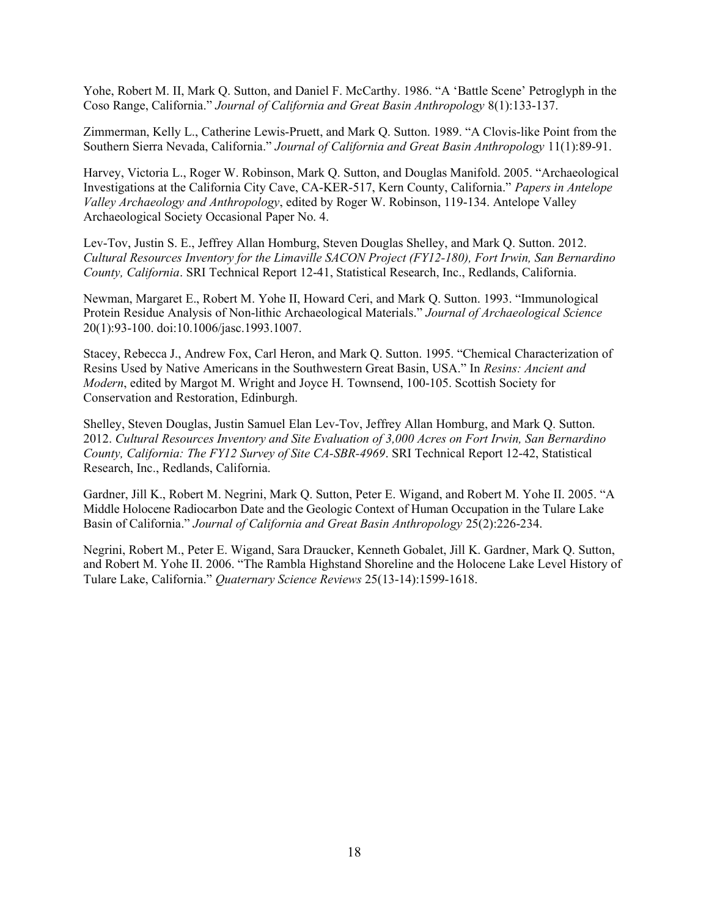Yohe, Robert M. II, Mark Q. Sutton, and Daniel F. McCarthy. 1986. "A 'Battle Scene' Petroglyph in the Coso Range, California." *Journal of California and Great Basin Anthropology* 8(1):133-137.

Zimmerman, Kelly L., Catherine Lewis-Pruett, and Mark Q. Sutton. 1989. "A Clovis-like Point from the Southern Sierra Nevada, California." *Journal of California and Great Basin Anthropology* 11(1):89-91.

Harvey, Victoria L., Roger W. Robinson, Mark Q. Sutton, and Douglas Manifold. 2005. "Archaeological Investigations at the California City Cave, CA-KER-517, Kern County, California." *Papers in Antelope Valley Archaeology and Anthropology*, edited by Roger W. Robinson, 119-134. Antelope Valley Archaeological Society Occasional Paper No. 4.

Lev-Tov, Justin S. E., Jeffrey Allan Homburg, Steven Douglas Shelley, and Mark Q. Sutton. 2012. *Cultural Resources Inventory for the Limaville SACON Project (FY12-180), Fort Irwin, San Bernardino County, California*. SRI Technical Report 12-41, Statistical Research, Inc., Redlands, California.

Newman, Margaret E., Robert M. Yohe II, Howard Ceri, and Mark Q. Sutton. 1993. "Immunological Protein Residue Analysis of Non-lithic Archaeological Materials." *Journal of Archaeological Science* 20(1):93-100. doi:10.1006/jasc.1993.1007.

Stacey, Rebecca J., Andrew Fox, Carl Heron, and Mark Q. Sutton. 1995. "Chemical Characterization of Resins Used by Native Americans in the Southwestern Great Basin, USA." In *Resins: Ancient and Modern*, edited by Margot M. Wright and Joyce H. Townsend, 100-105. Scottish Society for Conservation and Restoration, Edinburgh.

Shelley, Steven Douglas, Justin Samuel Elan Lev-Tov, Jeffrey Allan Homburg, and Mark Q. Sutton. 2012. *Cultural Resources Inventory and Site Evaluation of 3,000 Acres on Fort Irwin, San Bernardino County, California: The FY12 Survey of Site CA-SBR-4969*. SRI Technical Report 12-42, Statistical Research, Inc., Redlands, California.

Gardner, Jill K., Robert M. Negrini, Mark Q. Sutton, Peter E. Wigand, and Robert M. Yohe II. 2005. "A Middle Holocene Radiocarbon Date and the Geologic Context of Human Occupation in the Tulare Lake Basin of California." *Journal of California and Great Basin Anthropology* 25(2):226-234.

Negrini, Robert M., Peter E. Wigand, Sara Draucker, Kenneth Gobalet, Jill K. Gardner, Mark Q. Sutton, and Robert M. Yohe II. 2006. "The Rambla Highstand Shoreline and the Holocene Lake Level History of Tulare Lake, California." *Quaternary Science Reviews* 25(13-14):1599-1618.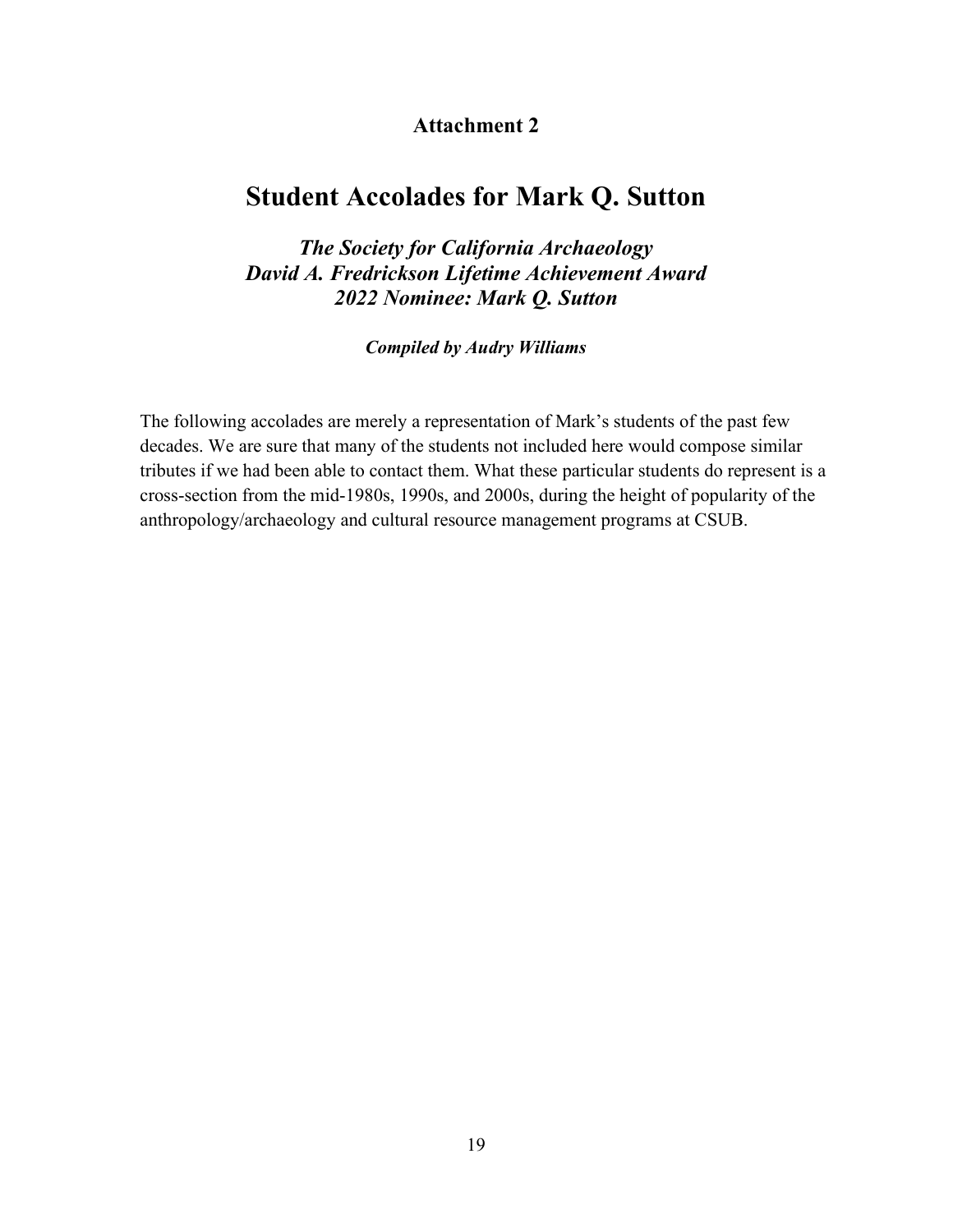**Attachment 2**

# Student Accolades for Mark Q. Sutton

### *The Society for California Archaeology David A. Fredrickson Lifetime Achievement Award 2022 Nominee: Mark Q. Sutton*

***Compiled by Audry Williams***

The following accolades are merely a representation of Mark's students of the past few decades. We are sure that many of the students not included here would compose similar tributes if we had been able to contact them. What these particular students do represent is a cross-section from the mid-1980s, 1990s, and 2000s, during the height of popularity of the anthropology/archaeology and cultural resource management programs at CSUB.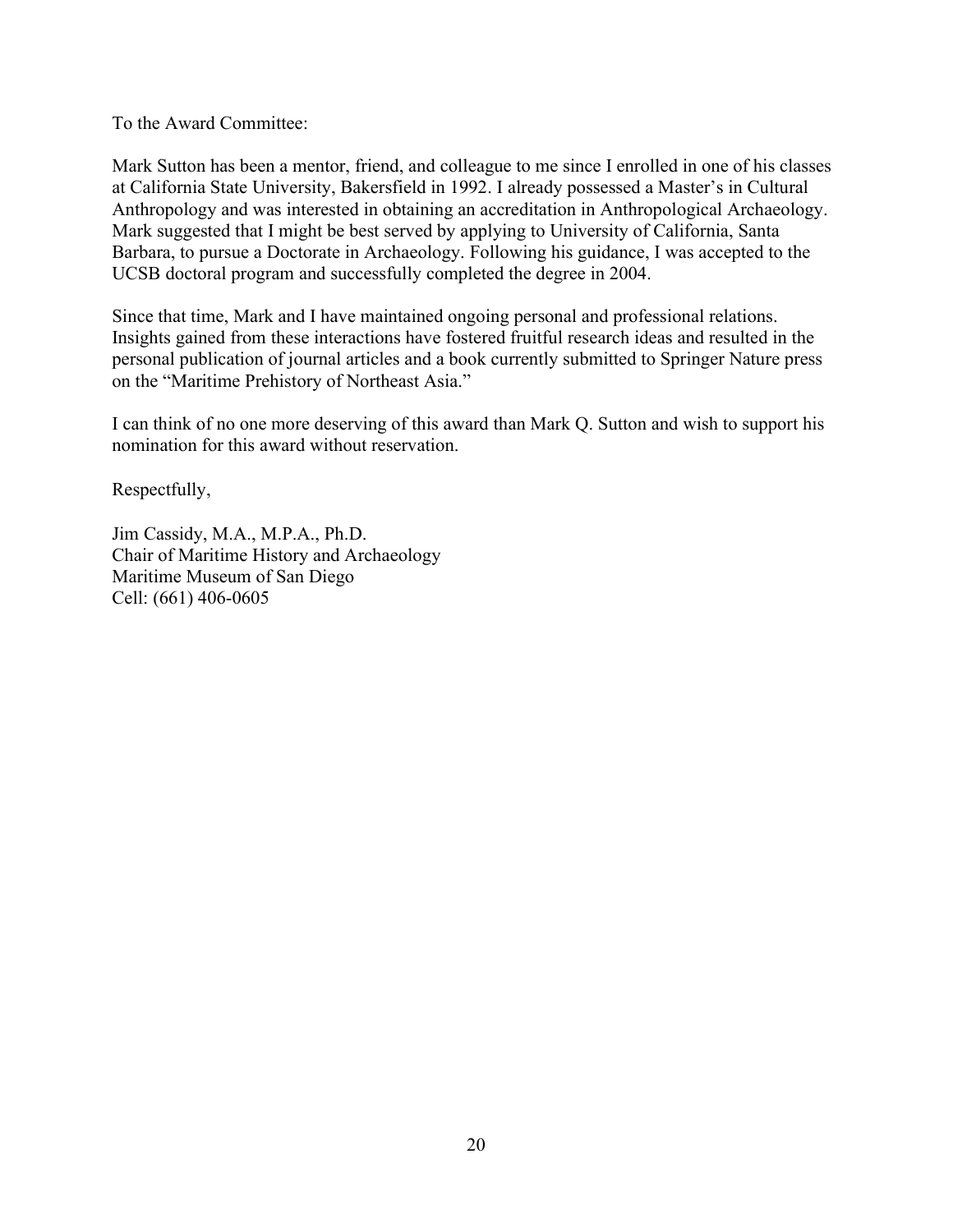To the Award Committee:

Mark Sutton has been a mentor, friend, and colleague to me since I enrolled in one of his classes at California State University, Bakersfield in 1992. I already possessed a Master's in Cultural Anthropology and was interested in obtaining an accreditation in Anthropological Archaeology. Mark suggested that I might be best served by applying to University of California, Santa Barbara, to pursue a Doctorate in Archaeology. Following his guidance, I was accepted to the UCSB doctoral program and successfully completed the degree in 2004.

Since that time, Mark and I have maintained ongoing personal and professional relations. Insights gained from these interactions have fostered fruitful research ideas and resulted in the personal publication of journal articles and a book currently submitted to Springer Nature press on the "Maritime Prehistory of Northeast Asia."

I can think of no one more deserving of this award than Mark Q. Sutton and wish to support his nomination for this award without reservation.

Respectfully,

Jim Cassidy, M.A., M.P.A., Ph.D.
Chair of Maritime History and Archaeology
Maritime Museum of San Diego
Cell: (661) 406-0605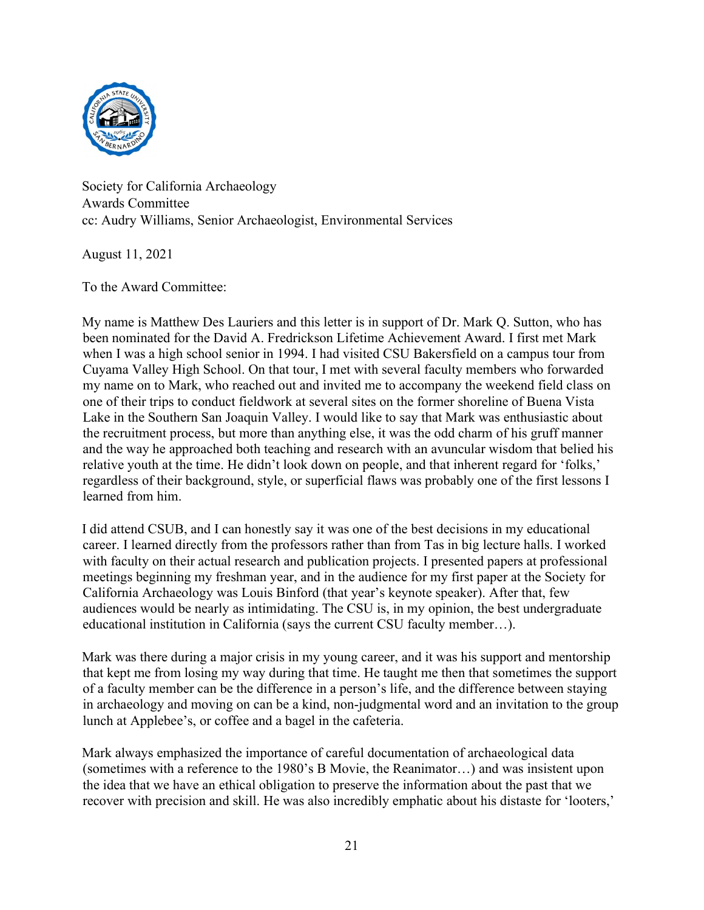Society for California Archaeology
Awards Committee
cc: Audry Williams, Senior Archaeologist, Environmental Services

August 11, 2021

To the Award Committee:

My name is Matthew Des Lauriers and this letter is in support of Dr. Mark Q. Sutton, who has been nominated for the David A. Fredrickson Lifetime Achievement Award. I first met Mark when I was a high school senior in 1994. I had visited CSU Bakersfield on a campus tour from Cuyama Valley High School. On that tour, I met with several faculty members who forwarded my name on to Mark, who reached out and invited me to accompany the weekend field class on one of their trips to conduct fieldwork at several sites on the former shoreline of Buena Vista Lake in the Southern San Joaquin Valley. I would like to say that Mark was enthusiastic about the recruitment process, but more than anything else, it was the odd charm of his gruff manner and the way he approached both teaching and research with an avuncular wisdom that belied his relative youth at the time. He didn't look down on people, and that inherent regard for 'folks,' regardless of their background, style, or superficial flaws was probably one of the first lessons I learned from him.

I did attend CSUB, and I can honestly say it was one of the best decisions in my educational career. I learned directly from the professors rather than from Tas in big lecture halls. I worked with faculty on their actual research and publication projects. I presented papers at professional meetings beginning my freshman year, and in the audience for my first paper at the Society for California Archaeology was Louis Binford (that year's keynote speaker). After that, few audiences would be nearly as intimidating. The CSU is, in my opinion, the best undergraduate educational institution in California (says the current CSU faculty member…).

Mark was there during a major crisis in my young career, and it was his support and mentorship that kept me from losing my way during that time. He taught me then that sometimes the support of a faculty member can be the difference in a person's life, and the difference between staying in archaeology and moving on can be a kind, non-judgmental word and an invitation to the group lunch at Applebee's, or coffee and a bagel in the cafeteria.

Mark always emphasized the importance of careful documentation of archaeological data (sometimes with a reference to the 1980's B Movie, the Reanimator…) and was insistent upon the idea that we have an ethical obligation to preserve the information about the past that we recover with precision and skill. He was also incredibly emphatic about his distaste for 'looters,'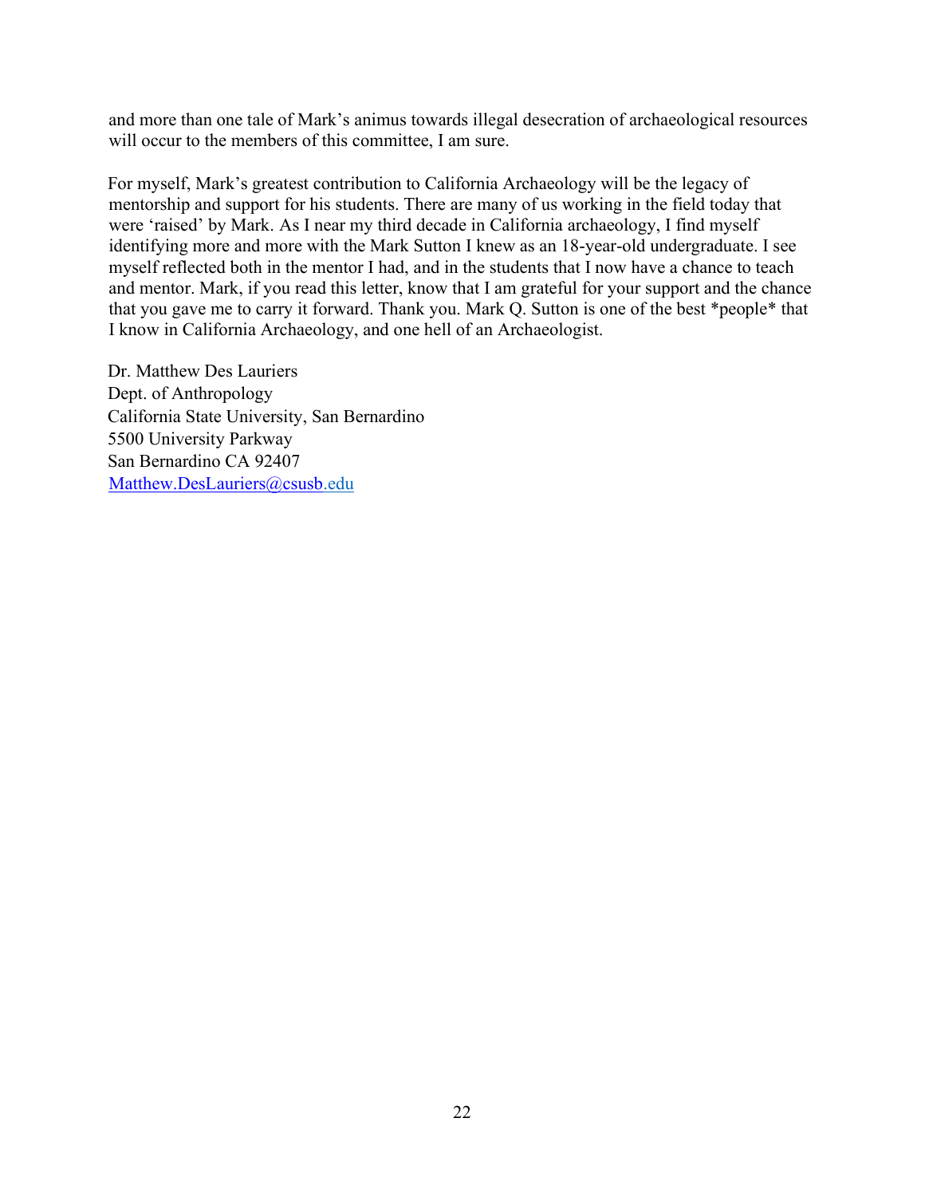and more than one tale of Mark's animus towards illegal desecration of archaeological resources will occur to the members of this committee, I am sure.

For myself, Mark's greatest contribution to California Archaeology will be the legacy of mentorship and support for his students. There are many of us working in the field today that were 'raised' by Mark. As I near my third decade in California archaeology, I find myself identifying more and more with the Mark Sutton I knew as an 18-year-old undergraduate. I see myself reflected both in the mentor I had, and in the students that I now have a chance to teach and mentor. Mark, if you read this letter, know that I am grateful for your support and the chance that you gave me to carry it forward. Thank you. Mark Q. Sutton is one of the best *people* that I know in California Archaeology, and one hell of an Archaeologist.

Dr. Matthew Des Lauriers
Dept. of Anthropology
California State University, San Bernardino
5500 University Parkway
San Bernardino CA 92407
Matthew.DesLauriers@csusb.edu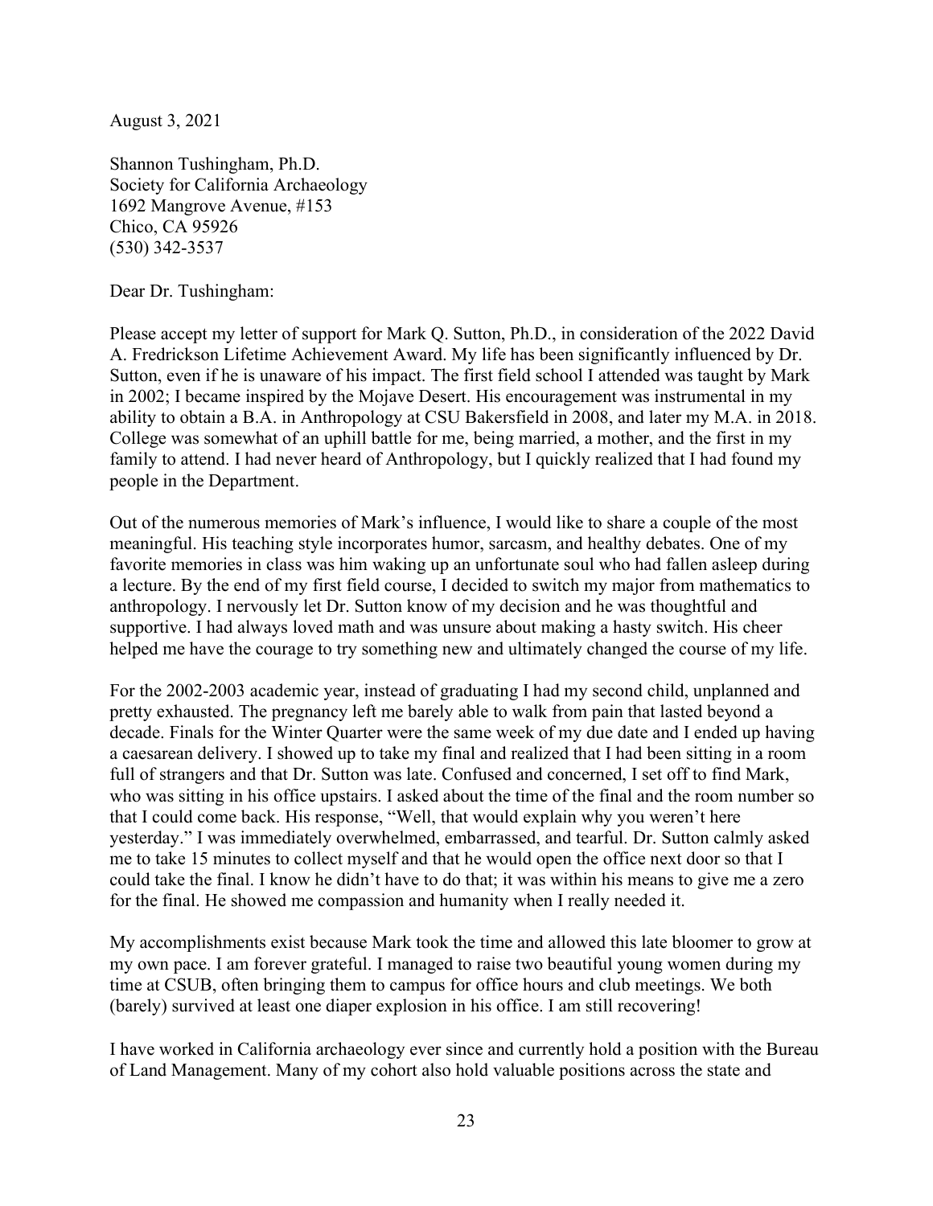August 3, 2021

Shannon Tushingham, Ph.D.
Society for California Archaeology
1692 Mangrove Avenue, #153
Chico, CA 95926
(530) 342-3537

Dear Dr. Tushingham:

Please accept my letter of support for Mark Q. Sutton, Ph.D., in consideration of the 2022 David A. Fredrickson Lifetime Achievement Award. My life has been significantly influenced by Dr. Sutton, even if he is unaware of his impact. The first field school I attended was taught by Mark in 2002; I became inspired by the Mojave Desert. His encouragement was instrumental in my ability to obtain a B.A. in Anthropology at CSU Bakersfield in 2008, and later my M.A. in 2018. College was somewhat of an uphill battle for me, being married, a mother, and the first in my family to attend. I had never heard of Anthropology, but I quickly realized that I had found my people in the Department.

Out of the numerous memories of Mark's influence, I would like to share a couple of the most meaningful. His teaching style incorporates humor, sarcasm, and healthy debates. One of my favorite memories in class was him waking up an unfortunate soul who had fallen asleep during a lecture. By the end of my first field course, I decided to switch my major from mathematics to anthropology. I nervously let Dr. Sutton know of my decision and he was thoughtful and supportive. I had always loved math and was unsure about making a hasty switch. His cheer helped me have the courage to try something new and ultimately changed the course of my life.

For the 2002-2003 academic year, instead of graduating I had my second child, unplanned and pretty exhausted. The pregnancy left me barely able to walk from pain that lasted beyond a decade. Finals for the Winter Quarter were the same week of my due date and I ended up having a caesarean delivery. I showed up to take my final and realized that I had been sitting in a room full of strangers and that Dr. Sutton was late. Confused and concerned, I set off to find Mark, who was sitting in his office upstairs. I asked about the time of the final and the room number so that I could come back. His response, "Well, that would explain why you weren't here yesterday." I was immediately overwhelmed, embarrassed, and tearful. Dr. Sutton calmly asked me to take 15 minutes to collect myself and that he would open the office next door so that I could take the final. I know he didn't have to do that; it was within his means to give me a zero for the final. He showed me compassion and humanity when I really needed it.

My accomplishments exist because Mark took the time and allowed this late bloomer to grow at my own pace. I am forever grateful. I managed to raise two beautiful young women during my time at CSUB, often bringing them to campus for office hours and club meetings. We both (barely) survived at least one diaper explosion in his office. I am still recovering!

I have worked in California archaeology ever since and currently hold a position with the Bureau of Land Management. Many of my cohort also hold valuable positions across the state and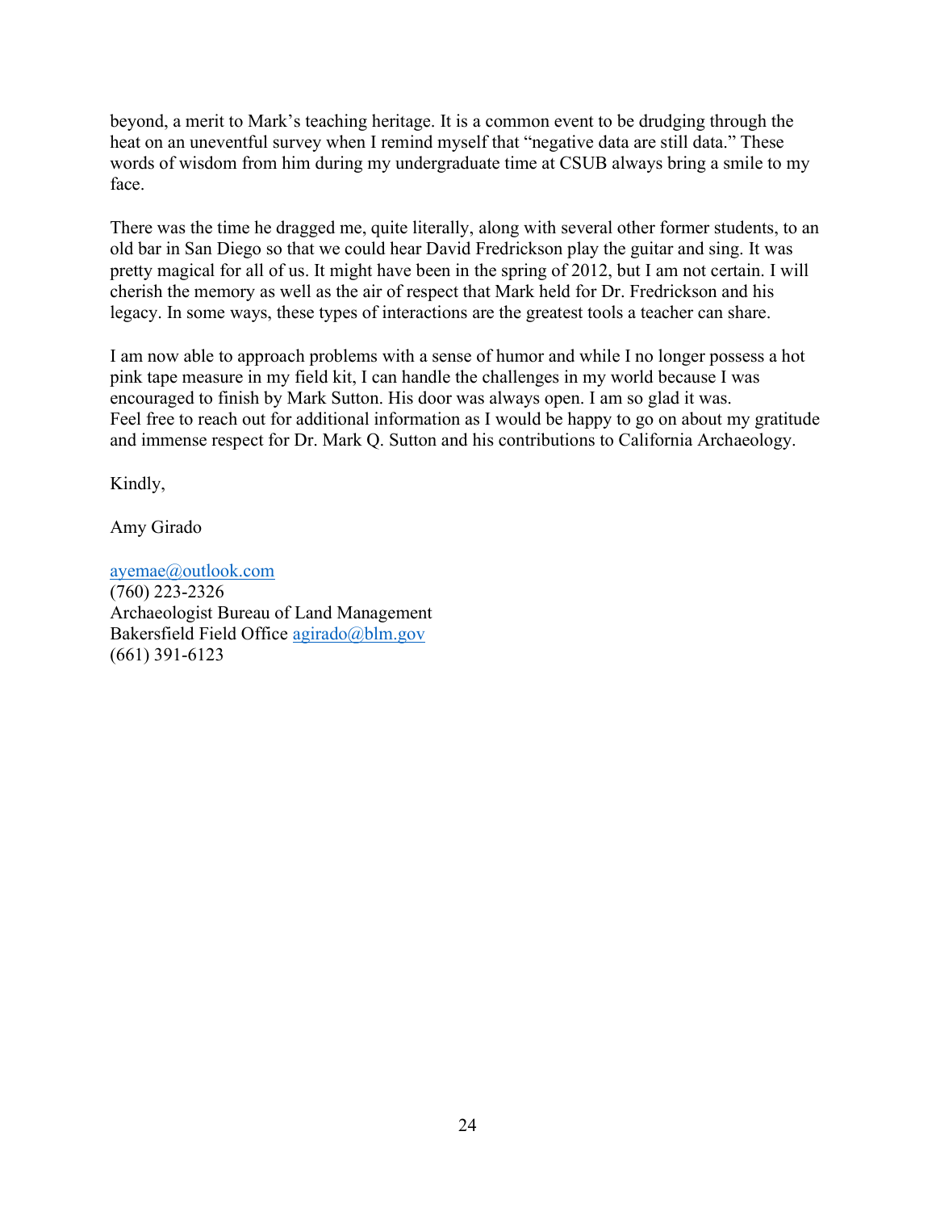beyond, a merit to Mark's teaching heritage. It is a common event to be drudging through the heat on an uneventful survey when I remind myself that "negative data are still data." These words of wisdom from him during my undergraduate time at CSUB always bring a smile to my face.

There was the time he dragged me, quite literally, along with several other former students, to an old bar in San Diego so that we could hear David Fredrickson play the guitar and sing. It was pretty magical for all of us. It might have been in the spring of 2012, but I am not certain. I will cherish the memory as well as the air of respect that Mark held for Dr. Fredrickson and his legacy. In some ways, these types of interactions are the greatest tools a teacher can share.

I am now able to approach problems with a sense of humor and while I no longer possess a hot pink tape measure in my field kit, I can handle the challenges in my world because I was encouraged to finish by Mark Sutton. His door was always open. I am so glad it was.
Feel free to reach out for additional information as I would be happy to go on about my gratitude and immense respect for Dr. Mark Q. Sutton and his contributions to California Archaeology.

Kindly,

Amy Girado

ayemae@outlook.com
(760) 223-2326
Archaeologist Bureau of Land Management
Bakersfield Field Office agirado@blm.gov
(661) 391-6123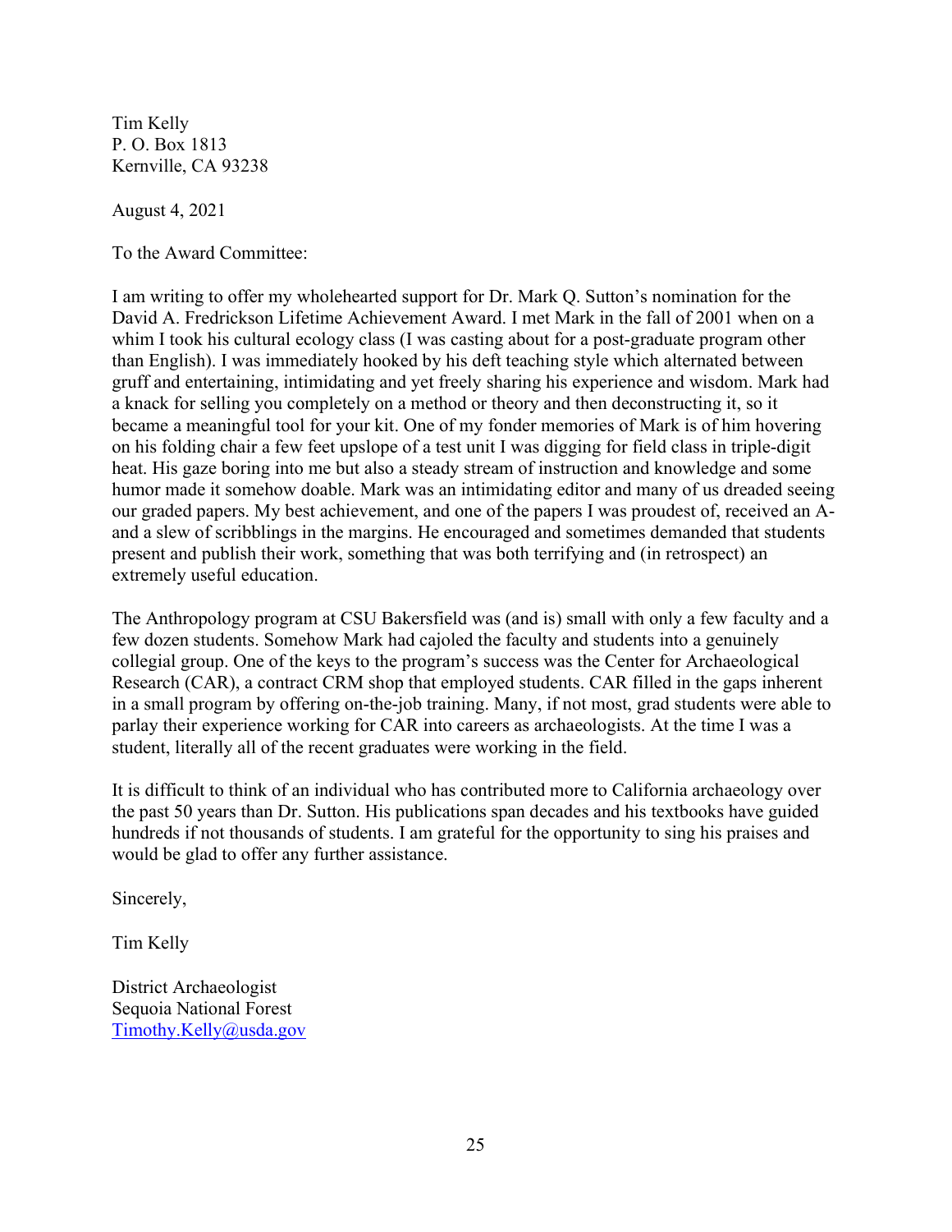Tim Kelly
P. O. Box 1813
Kernville, CA 93238

August 4, 2021

To the Award Committee:

I am writing to offer my wholehearted support for Dr. Mark Q. Sutton's nomination for the David A. Fredrickson Lifetime Achievement Award. I met Mark in the fall of 2001 when on a whim I took his cultural ecology class (I was casting about for a post-graduate program other than English). I was immediately hooked by his deft teaching style which alternated between gruff and entertaining, intimidating and yet freely sharing his experience and wisdom. Mark had a knack for selling you completely on a method or theory and then deconstructing it, so it became a meaningful tool for your kit. One of my fonder memories of Mark is of him hovering on his folding chair a few feet upslope of a test unit I was digging for field class in triple-digit heat. His gaze boring into me but also a steady stream of instruction and knowledge and some humor made it somehow doable. Mark was an intimidating editor and many of us dreaded seeing our graded papers. My best achievement, and one of the papers I was proudest of, received an A- and a slew of scribblings in the margins. He encouraged and sometimes demanded that students present and publish their work, something that was both terrifying and (in retrospect) an extremely useful education.

The Anthropology program at CSU Bakersfield was (and is) small with only a few faculty and a few dozen students. Somehow Mark had cajoled the faculty and students into a genuinely collegial group. One of the keys to the program's success was the Center for Archaeological Research (CAR), a contract CRM shop that employed students. CAR filled in the gaps inherent in a small program by offering on-the-job training. Many, if not most, grad students were able to parlay their experience working for CAR into careers as archaeologists. At the time I was a student, literally all of the recent graduates were working in the field.

It is difficult to think of an individual who has contributed more to California archaeology over the past 50 years than Dr. Sutton. His publications span decades and his textbooks have guided hundreds if not thousands of students. I am grateful for the opportunity to sing his praises and would be glad to offer any further assistance.

Sincerely,

Tim Kelly

District Archaeologist
Sequoia National Forest
Timothy.Kelly@usda.gov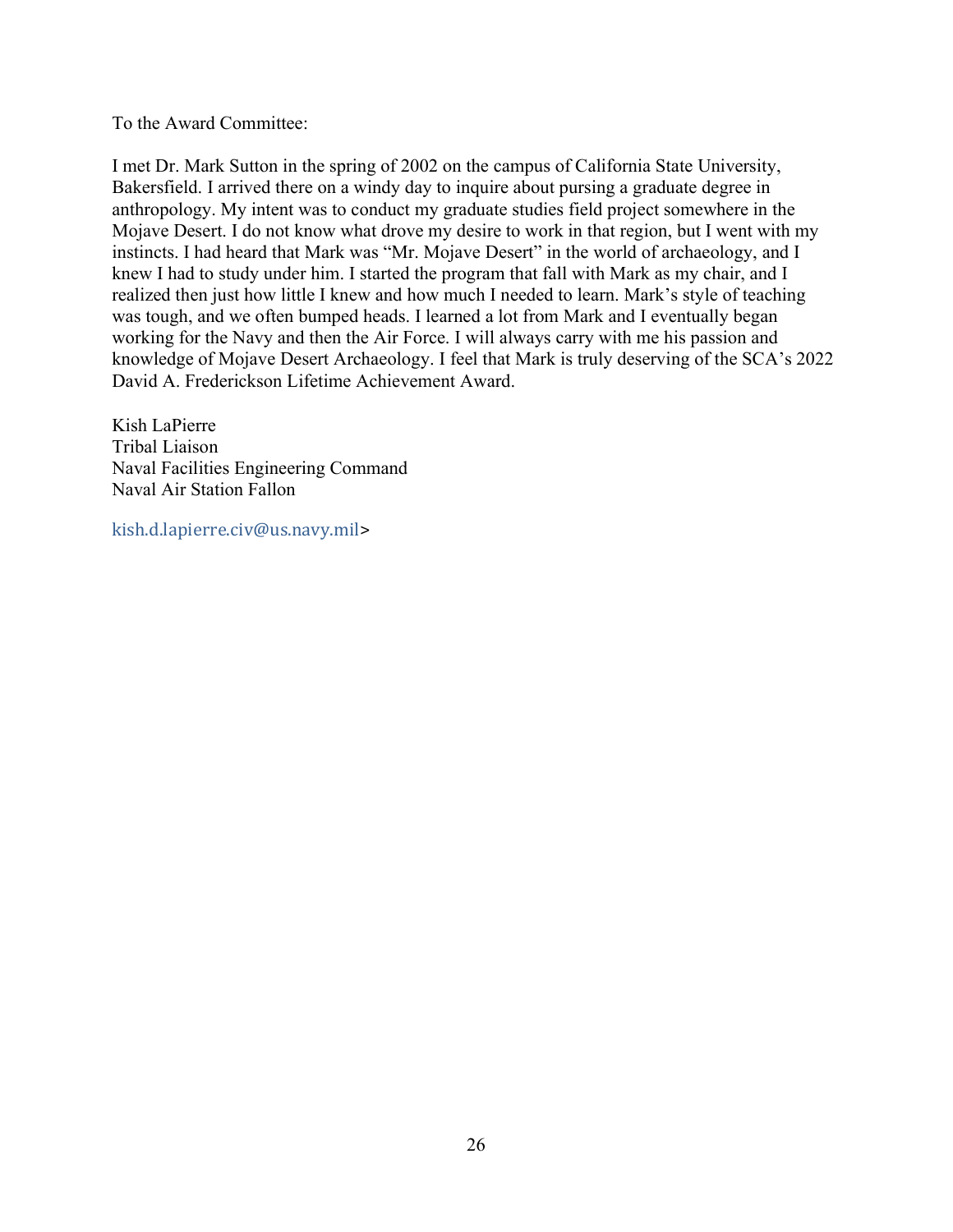To the Award Committee:

I met Dr. Mark Sutton in the spring of 2002 on the campus of California State University, Bakersfield. I arrived there on a windy day to inquire about pursing a graduate degree in anthropology. My intent was to conduct my graduate studies field project somewhere in the Mojave Desert. I do not know what drove my desire to work in that region, but I went with my instincts. I had heard that Mark was "Mr. Mojave Desert" in the world of archaeology, and I knew I had to study under him. I started the program that fall with Mark as my chair, and I realized then just how little I knew and how much I needed to learn. Mark's style of teaching was tough, and we often bumped heads. I learned a lot from Mark and I eventually began working for the Navy and then the Air Force. I will always carry with me his passion and knowledge of Mojave Desert Archaeology. I feel that Mark is truly deserving of the SCA's 2022 David A. Frederickson Lifetime Achievement Award.

Kish LaPierre
Tribal Liaison
Naval Facilities Engineering Command
Naval Air Station Fallon

kish.d.lapierre.civ@us.navy.mil>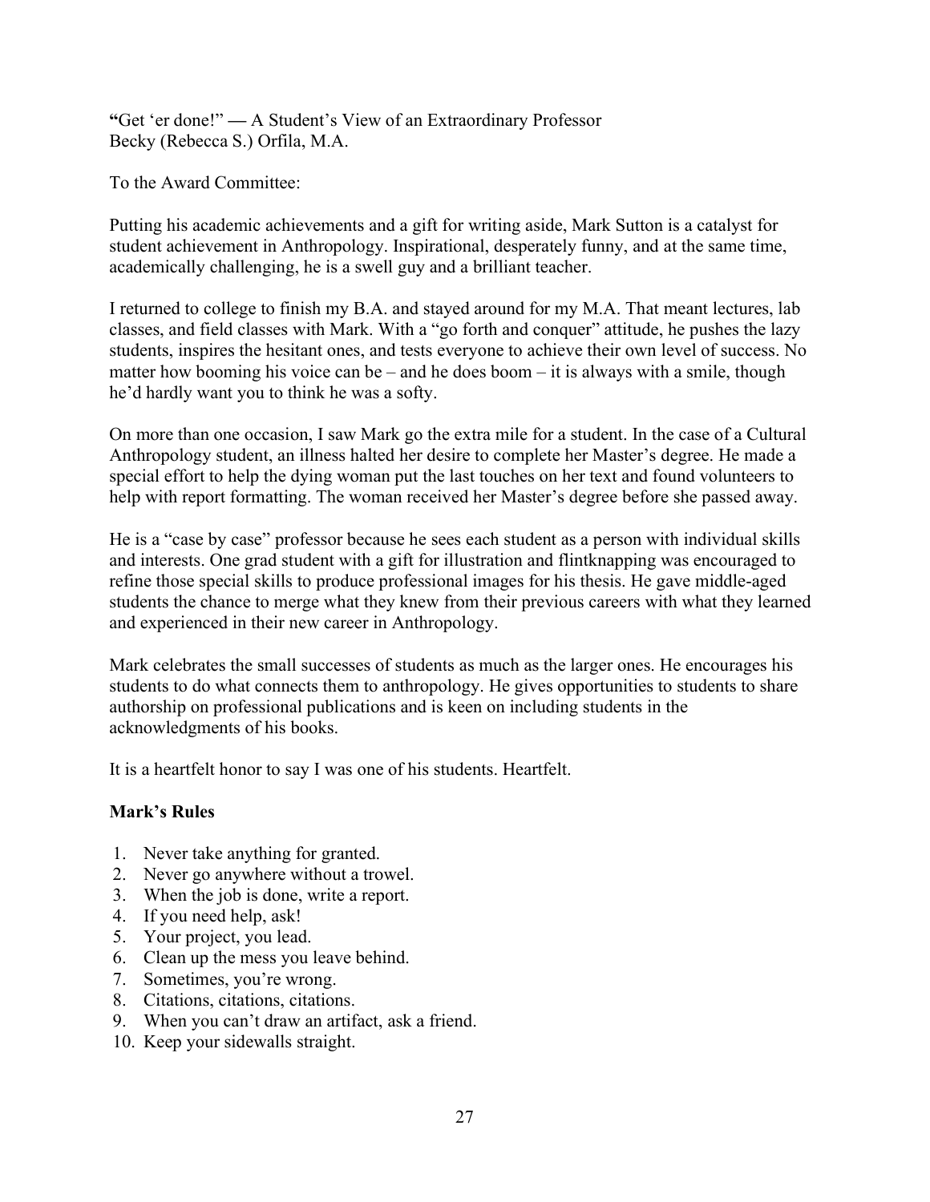"Get 'er done!" — A Student's View of an Extraordinary Professor
Becky (Rebecca S.) Orfila, M.A.

To the Award Committee:

Putting his academic achievements and a gift for writing aside, Mark Sutton is a catalyst for student achievement in Anthropology. Inspirational, desperately funny, and at the same time, academically challenging, he is a swell guy and a brilliant teacher.

I returned to college to finish my B.A. and stayed around for my M.A. That meant lectures, lab classes, and field classes with Mark. With a "go forth and conquer" attitude, he pushes the lazy students, inspires the hesitant ones, and tests everyone to achieve their own level of success. No matter how booming his voice can be – and he does boom – it is always with a smile, though he'd hardly want you to think he was a softy.

On more than one occasion, I saw Mark go the extra mile for a student. In the case of a Cultural Anthropology student, an illness halted her desire to complete her Master's degree. He made a special effort to help the dying woman put the last touches on her text and found volunteers to help with report formatting. The woman received her Master's degree before she passed away.

He is a "case by case" professor because he sees each student as a person with individual skills and interests. One grad student with a gift for illustration and flintknapping was encouraged to refine those special skills to produce professional images for his thesis. He gave middle-aged students the chance to merge what they knew from their previous careers with what they learned and experienced in their new career in Anthropology.

Mark celebrates the small successes of students as much as the larger ones. He encourages his students to do what connects them to anthropology. He gives opportunities to students to share authorship on professional publications and is keen on including students in the acknowledgments of his books.

It is a heartfelt honor to say I was one of his students. Heartfelt.

**Mark's Rules**

1. Never take anything for granted.
2. Never go anywhere without a trowel.
3. When the job is done, write a report.
4. If you need help, ask!
5. Your project, you lead.
6. Clean up the mess you leave behind.
7. Sometimes, you're wrong.
8. Citations, citations, citations.
9. When you can't draw an artifact, ask a friend.
10. Keep your sidewalls straight.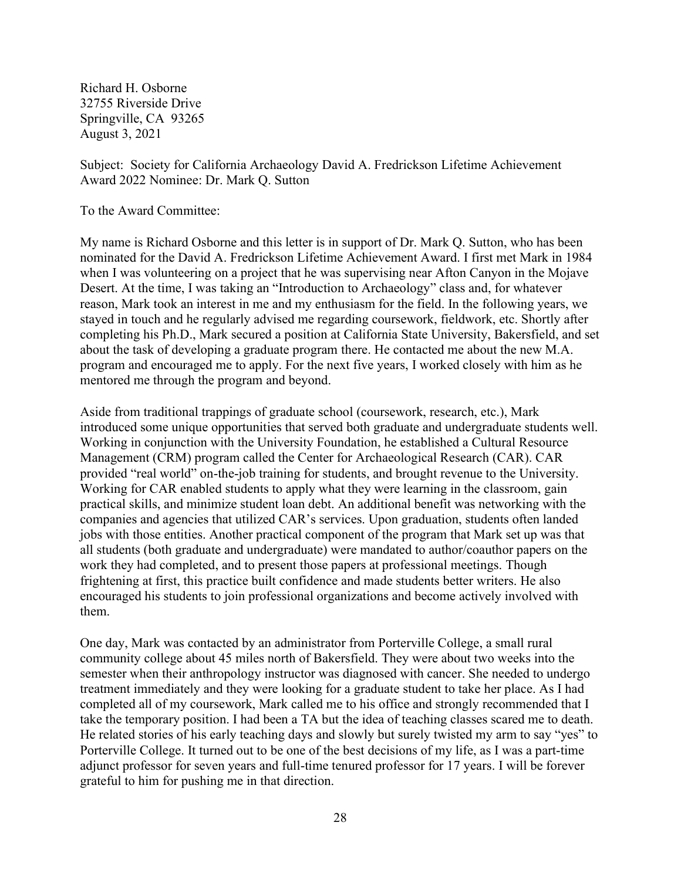Richard H. Osborne
32755 Riverside Drive
Springville, CA 93265
August 3, 2021

Subject: Society for California Archaeology David A. Fredrickson Lifetime Achievement Award 2022 Nominee: Dr. Mark Q. Sutton

To the Award Committee:

My name is Richard Osborne and this letter is in support of Dr. Mark Q. Sutton, who has been nominated for the David A. Fredrickson Lifetime Achievement Award. I first met Mark in 1984 when I was volunteering on a project that he was supervising near Afton Canyon in the Mojave Desert. At the time, I was taking an "Introduction to Archaeology" class and, for whatever reason, Mark took an interest in me and my enthusiasm for the field. In the following years, we stayed in touch and he regularly advised me regarding coursework, fieldwork, etc. Shortly after completing his Ph.D., Mark secured a position at California State University, Bakersfield, and set about the task of developing a graduate program there. He contacted me about the new M.A. program and encouraged me to apply. For the next five years, I worked closely with him as he mentored me through the program and beyond.

Aside from traditional trappings of graduate school (coursework, research, etc.), Mark introduced some unique opportunities that served both graduate and undergraduate students well. Working in conjunction with the University Foundation, he established a Cultural Resource Management (CRM) program called the Center for Archaeological Research (CAR). CAR provided "real world" on-the-job training for students, and brought revenue to the University. Working for CAR enabled students to apply what they were learning in the classroom, gain practical skills, and minimize student loan debt. An additional benefit was networking with the companies and agencies that utilized CAR's services. Upon graduation, students often landed jobs with those entities. Another practical component of the program that Mark set up was that all students (both graduate and undergraduate) were mandated to author/coauthor papers on the work they had completed, and to present those papers at professional meetings. Though frightening at first, this practice built confidence and made students better writers. He also encouraged his students to join professional organizations and become actively involved with them.

One day, Mark was contacted by an administrator from Porterville College, a small rural community college about 45 miles north of Bakersfield. They were about two weeks into the semester when their anthropology instructor was diagnosed with cancer. She needed to undergo treatment immediately and they were looking for a graduate student to take her place. As I had completed all of my coursework, Mark called me to his office and strongly recommended that I take the temporary position. I had been a TA but the idea of teaching classes scared me to death. He related stories of his early teaching days and slowly but surely twisted my arm to say "yes" to Porterville College. It turned out to be one of the best decisions of my life, as I was a part-time adjunct professor for seven years and full-time tenured professor for 17 years. I will be forever grateful to him for pushing me in that direction.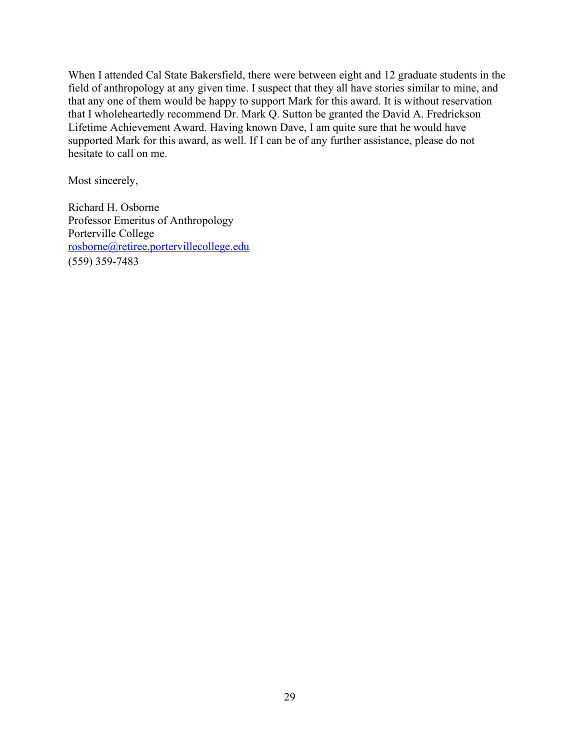When I attended Cal State Bakersfield, there were between eight and 12 graduate students in the field of anthropology at any given time. I suspect that they all have stories similar to mine, and that any one of them would be happy to support Mark for this award. It is without reservation that I wholeheartedly recommend Dr. Mark Q. Sutton be granted the David A. Fredrickson Lifetime Achievement Award. Having known Dave, I am quite sure that he would have supported Mark for this award, as well. If I can be of any further assistance, please do not hesitate to call on me.

Most sincerely,

Richard H. Osborne
Professor Emeritus of Anthropology
Porterville College
rosborne@retiree.portervillecollege.edu
(559) 359-7483